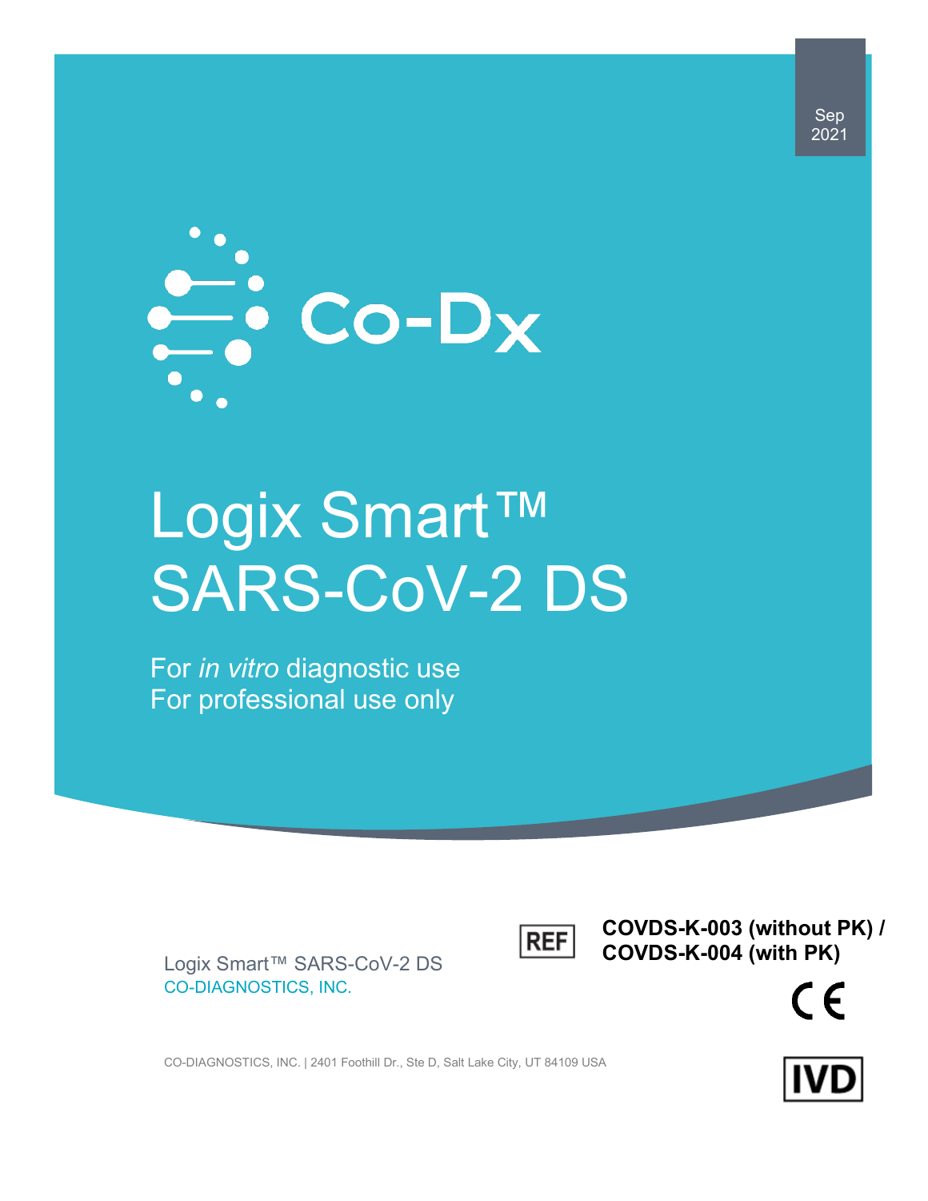Sep 2021

Co-Dx

# Logix Smart™ SARS-CoV-2 DS

For *in vitro* diagnostic use
For professional use only

Logix Smart™ SARS-CoV-2 DS
CO-DIAGNOSTICS, INC.

REF **COVDS-K-003 (without PK) / COVDS-K-004 (with PK)**

CE

IVD

CO-DIAGNOSTICS, INC. | 2401 Foothill Dr., Ste D, Salt Lake City, UT 84109 USA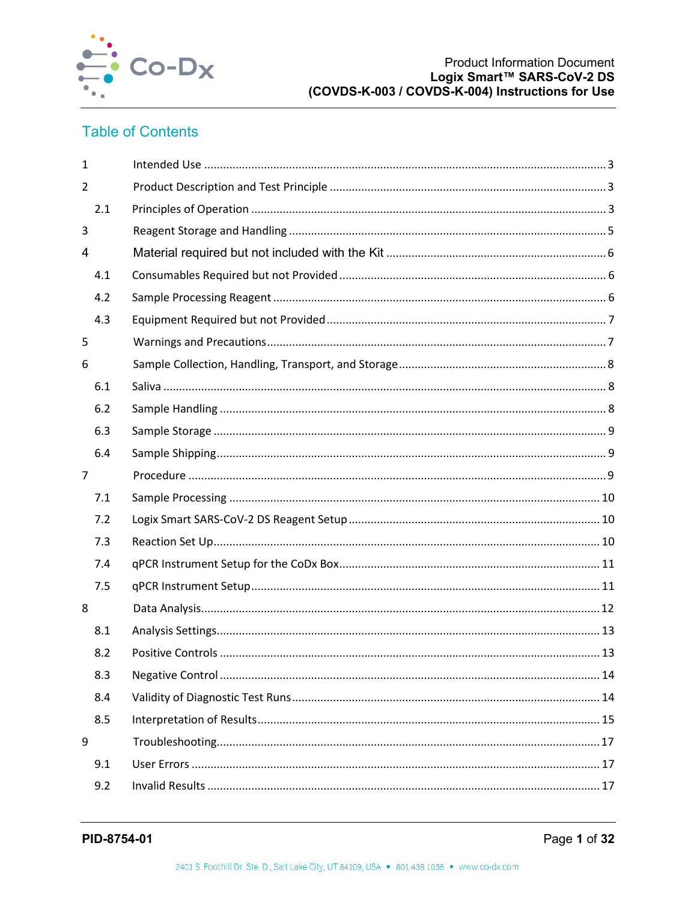## Table of Contents

| | | |
|---|---|---|
| 1 | Intended Use | 3 |
| 2 | Product Description and Test Principle | 3 |
| 2.1 | Principles of Operation | 3 |
| 3 | Reagent Storage and Handling | 5 |
| 4 | Material required but not included with the Kit | 6 |
| 4.1 | Consumables Required but not Provided | 6 |
| 4.2 | Sample Processing Reagent | 6 |
| 4.3 | Equipment Required but not Provided | 7 |
| 5 | Warnings and Precautions | 7 |
| 6 | Sample Collection, Handling, Transport, and Storage | 8 |
| 6.1 | Saliva | 8 |
| 6.2 | Sample Handling | 8 |
| 6.3 | Sample Storage | 9 |
| 6.4 | Sample Shipping | 9 |
| 7 | Procedure | 9 |
| 7.1 | Sample Processing | 10 |
| 7.2 | Logix Smart SARS-CoV-2 DS Reagent Setup | 10 |
| 7.3 | Reaction Set Up | 10 |
| 7.4 | qPCR Instrument Setup for the CoDx Box | 11 |
| 7.5 | qPCR Instrument Setup | 11 |
| 8 | Data Analysis | 12 |
| 8.1 | Analysis Settings | 13 |
| 8.2 | Positive Controls | 13 |
| 8.3 | Negative Control | 14 |
| 8.4 | Validity of Diagnostic Test Runs | 14 |
| 8.5 | Interpretation of Results | 15 |
| 9 | Troubleshooting | 17 |
| 9.1 | User Errors | 17 |
| 9.2 | Invalid Results | 17 |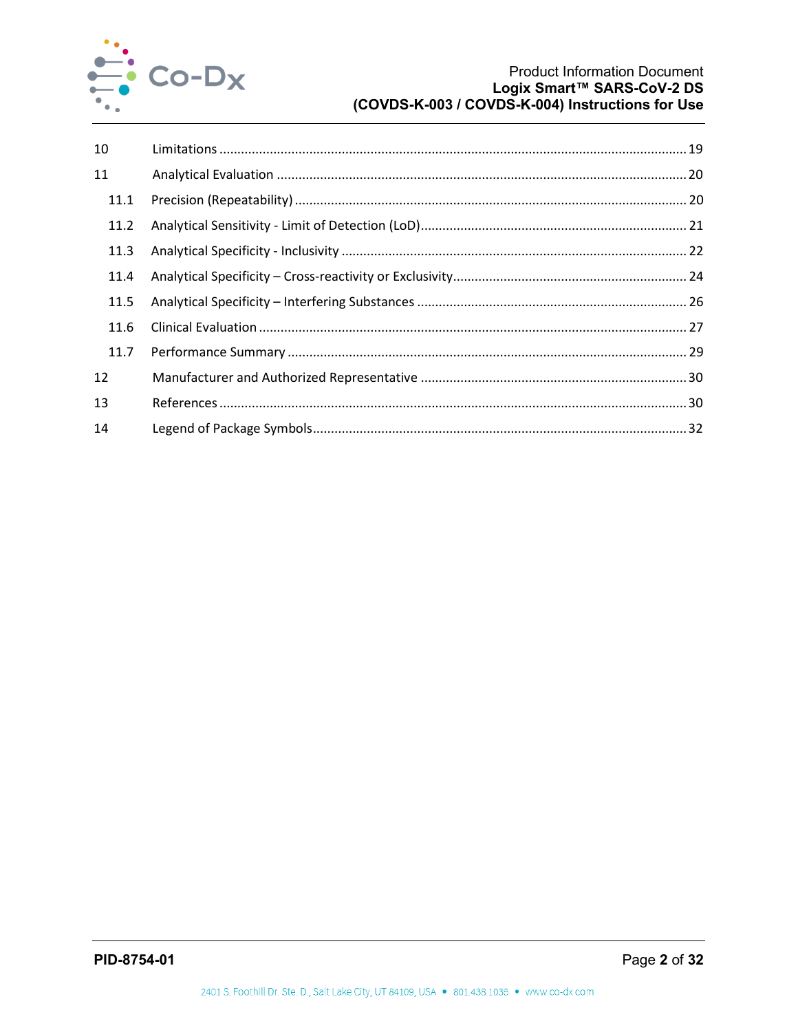| | | |
|---|---|---|
| 10 | Limitations | 19 |
| 11 | Analytical Evaluation | 20 |
| 11.1 | Precision (Repeatability) | 20 |
| 11.2 | Analytical Sensitivity - Limit of Detection (LoD) | 21 |
| 11.3 | Analytical Specificity - Inclusivity | 22 |
| 11.4 | Analytical Specificity – Cross-reactivity or Exclusivity | 24 |
| 11.5 | Analytical Specificity – Interfering Substances | 26 |
| 11.6 | Clinical Evaluation | 27 |
| 11.7 | Performance Summary | 29 |
| 12 | Manufacturer and Authorized Representative | 30 |
| 13 | References | 30 |
| 14 | Legend of Package Symbols | 32 |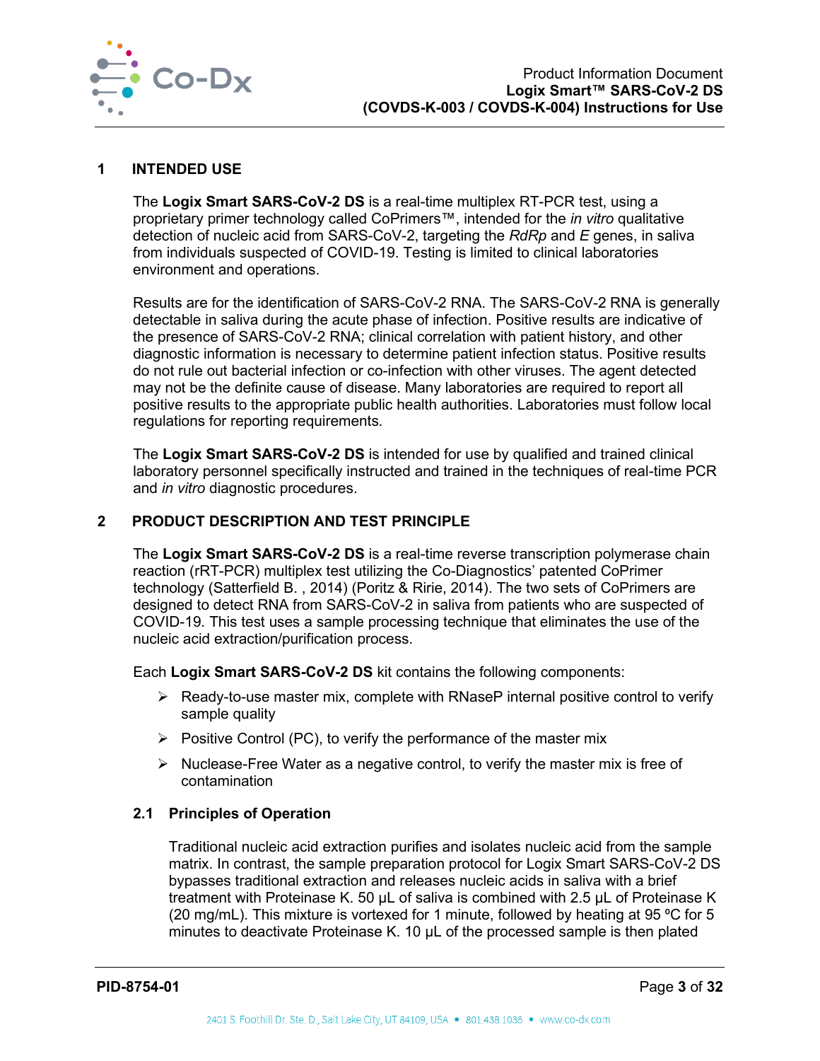## 1 INTENDED USE

The **Logix Smart SARS-CoV-2 DS** is a real-time multiplex RT-PCR test, using a proprietary primer technology called CoPrimers™, intended for the *in vitro* qualitative detection of nucleic acid from SARS-CoV-2, targeting the *RdRp* and *E* genes, in saliva from individuals suspected of COVID-19. Testing is limited to clinical laboratories environment and operations.

Results are for the identification of SARS-CoV-2 RNA. The SARS-CoV-2 RNA is generally detectable in saliva during the acute phase of infection. Positive results are indicative of the presence of SARS-CoV-2 RNA; clinical correlation with patient history, and other diagnostic information is necessary to determine patient infection status. Positive results do not rule out bacterial infection or co-infection with other viruses. The agent detected may not be the definite cause of disease. Many laboratories are required to report all positive results to the appropriate public health authorities. Laboratories must follow local regulations for reporting requirements.

The **Logix Smart SARS-CoV-2 DS** is intended for use by qualified and trained clinical laboratory personnel specifically instructed and trained in the techniques of real-time PCR and *in vitro* diagnostic procedures.

## 2 PRODUCT DESCRIPTION AND TEST PRINCIPLE

The **Logix Smart SARS-CoV-2 DS** is a real-time reverse transcription polymerase chain reaction (rRT-PCR) multiplex test utilizing the Co-Diagnostics' patented CoPrimer technology (Satterfield B. , 2014) (Poritz & Ririe, 2014). The two sets of CoPrimers are designed to detect RNA from SARS-CoV-2 in saliva from patients who are suspected of COVID-19. This test uses a sample processing technique that eliminates the use of the nucleic acid extraction/purification process.

Each **Logix Smart SARS-CoV-2 DS** kit contains the following components:

- Ready-to-use master mix, complete with RNaseP internal positive control to verify sample quality
- Positive Control (PC), to verify the performance of the master mix
- Nuclease-Free Water as a negative control, to verify the master mix is free of contamination

### 2.1 Principles of Operation

Traditional nucleic acid extraction purifies and isolates nucleic acid from the sample matrix. In contrast, the sample preparation protocol for Logix Smart SARS-CoV-2 DS bypasses traditional extraction and releases nucleic acids in saliva with a brief treatment with Proteinase K. 50 µL of saliva is combined with 2.5 µL of Proteinase K (20 mg/mL). This mixture is vortexed for 1 minute, followed by heating at 95 ºC for 5 minutes to deactivate Proteinase K. 10 µL of the processed sample is then plated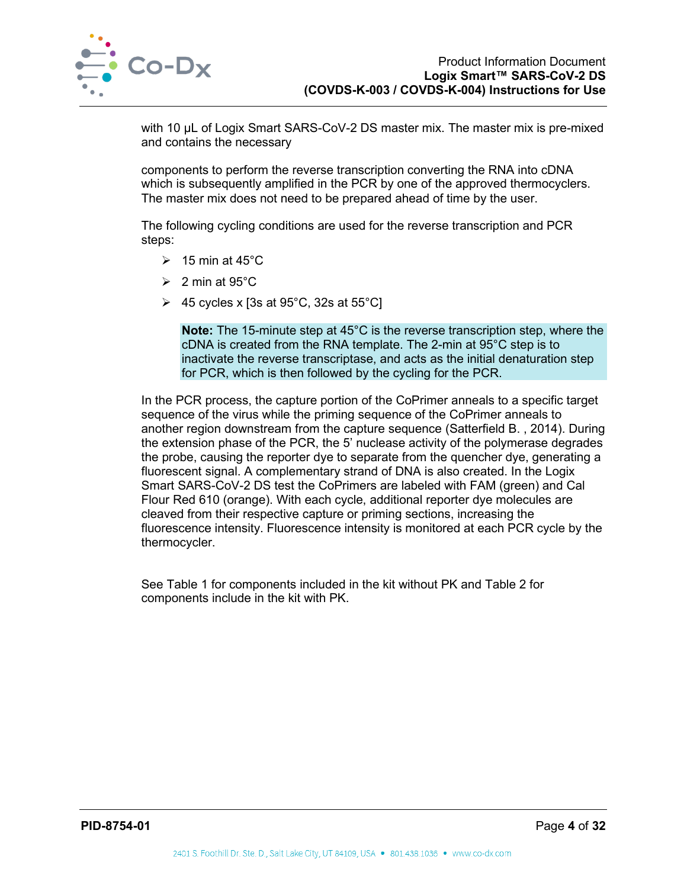with 10 µL of Logix Smart SARS-CoV-2 DS master mix. The master mix is pre-mixed and contains the necessary

components to perform the reverse transcription converting the RNA into cDNA which is subsequently amplified in the PCR by one of the approved thermocyclers. The master mix does not need to be prepared ahead of time by the user.

The following cycling conditions are used for the reverse transcription and PCR steps:

- 15 min at 45°C
- 2 min at 95°C
- 45 cycles x [3s at 95°C, 32s at 55°C]

> **Note:** The 15-minute step at 45°C is the reverse transcription step, where the cDNA is created from the RNA template. The 2-min at 95°C step is to inactivate the reverse transcriptase, and acts as the initial denaturation step for PCR, which is then followed by the cycling for the PCR.

In the PCR process, the capture portion of the CoPrimer anneals to a specific target sequence of the virus while the priming sequence of the CoPrimer anneals to another region downstream from the capture sequence (Satterfield B. , 2014). During the extension phase of the PCR, the 5' nuclease activity of the polymerase degrades the probe, causing the reporter dye to separate from the quencher dye, generating a fluorescent signal. A complementary strand of DNA is also created. In the Logix Smart SARS-CoV-2 DS test the CoPrimers are labeled with FAM (green) and Cal Flour Red 610 (orange). With each cycle, additional reporter dye molecules are cleaved from their respective capture or priming sections, increasing the fluorescence intensity. Fluorescence intensity is monitored at each PCR cycle by the thermocycler.

See Table 1 for components included in the kit without PK and Table 2 for components include in the kit with PK.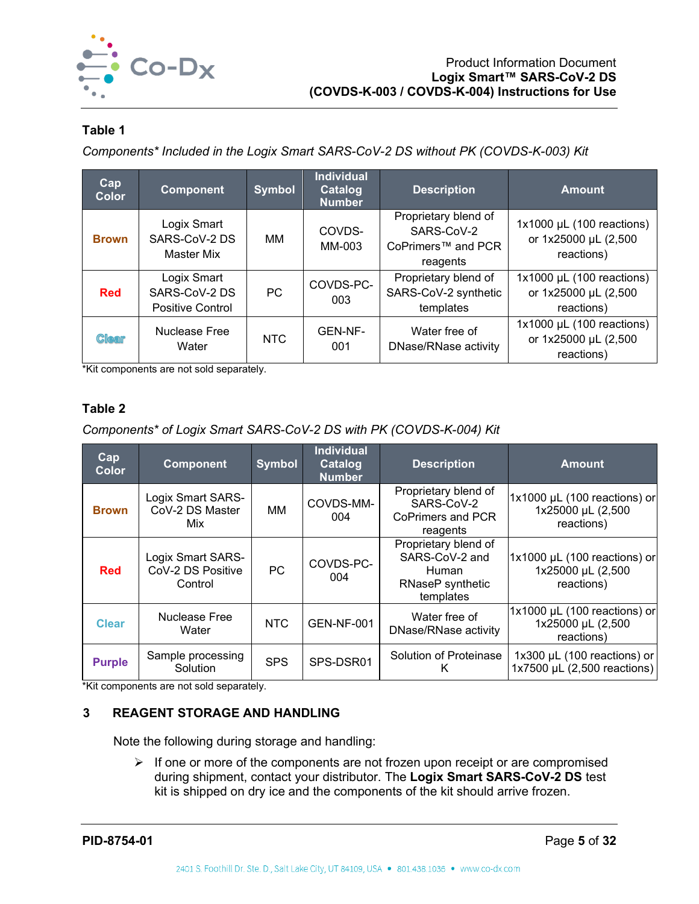**Table 1**

*Components\* Included in the Logix Smart SARS-CoV-2 DS without PK (COVDS-K-003) Kit*

| Cap Color | Component | Symbol | Individual Catalog Number | Description | Amount |
|---|---|---|---|---|---|
| Brown | Logix Smart SARS-CoV-2 DS Master Mix | MM | COVDS-MM-003 | Proprietary blend of SARS-CoV-2 CoPrimers™ and PCR reagents | 1x1000 µL (100 reactions) or 1x25000 µL (2,500 reactions) |
| Red | Logix Smart SARS-CoV-2 DS Positive Control | PC | COVDS-PC-003 | Proprietary blend of SARS-CoV-2 synthetic templates | 1x1000 µL (100 reactions) or 1x25000 µL (2,500 reactions) |
| Clear | Nuclease Free Water | NTC | GEN-NF-001 | Water free of DNase/RNase activity | 1x1000 µL (100 reactions) or 1x25000 µL (2,500 reactions) |

\*Kit components are not sold separately.

**Table 2**

*Components\* of Logix Smart SARS-CoV-2 DS with PK (COVDS-K-004) Kit*

| Cap Color | Component | Symbol | Individual Catalog Number | Description | Amount |
|---|---|---|---|---|---|
| Brown | Logix Smart SARS-CoV-2 DS Master Mix | MM | COVDS-MM-004 | Proprietary blend of SARS-CoV-2 CoPrimers and PCR reagents | 1x1000 µL (100 reactions) or 1x25000 µL (2,500 reactions) |
| Red | Logix Smart SARS-CoV-2 DS Positive Control | PC | COVDS-PC-004 | Proprietary blend of SARS-CoV-2 and Human RNaseP synthetic templates | 1x1000 µL (100 reactions) or 1x25000 µL (2,500 reactions) |
| Clear | Nuclease Free Water | NTC | GEN-NF-001 | Water free of DNase/RNase activity | 1x1000 µL (100 reactions) or 1x25000 µL (2,500 reactions) |
| Purple | Sample processing Solution | SPS | SPS-DSR01 | Solution of Proteinase K | 1x300 µL (100 reactions) or 1x7500 µL (2,500 reactions) |

\*Kit components are not sold separately.

## 3 REAGENT STORAGE AND HANDLING

Note the following during storage and handling:

- If one or more of the components are not frozen upon receipt or are compromised during shipment, contact your distributor. The **Logix Smart SARS-CoV-2 DS** test kit is shipped on dry ice and the components of the kit should arrive frozen.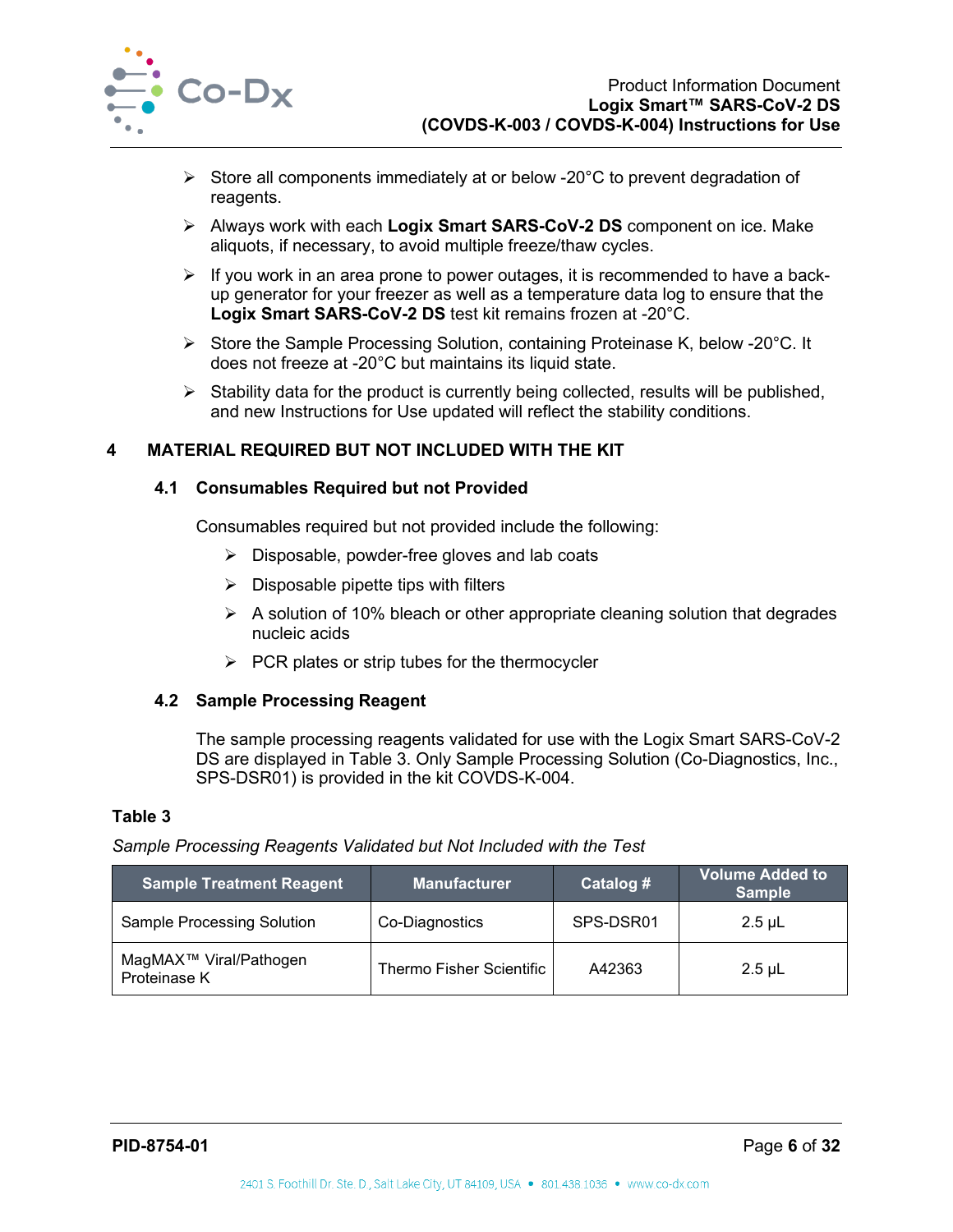- Store all components immediately at or below -20°C to prevent degradation of reagents.
- Always work with each **Logix Smart SARS-CoV-2 DS** component on ice. Make aliquots, if necessary, to avoid multiple freeze/thaw cycles.
- If you work in an area prone to power outages, it is recommended to have a back-up generator for your freezer as well as a temperature data log to ensure that the **Logix Smart SARS-CoV-2 DS** test kit remains frozen at -20°C.
- Store the Sample Processing Solution, containing Proteinase K, below -20°C. It does not freeze at -20°C but maintains its liquid state.
- Stability data for the product is currently being collected, results will be published, and new Instructions for Use updated will reflect the stability conditions.

# 4 MATERIAL REQUIRED BUT NOT INCLUDED WITH THE KIT

## 4.1 Consumables Required but not Provided

Consumables required but not provided include the following:

- Disposable, powder-free gloves and lab coats
- Disposable pipette tips with filters
- A solution of 10% bleach or other appropriate cleaning solution that degrades nucleic acids
- PCR plates or strip tubes for the thermocycler

## 4.2 Sample Processing Reagent

The sample processing reagents validated for use with the Logix Smart SARS-CoV-2 DS are displayed in Table 3. Only Sample Processing Solution (Co-Diagnostics, Inc., SPS-DSR01) is provided in the kit COVDS-K-004.

**Table 3**

*Sample Processing Reagents Validated but Not Included with the Test*

| Sample Treatment Reagent | Manufacturer | Catalog # | Volume Added to Sample |
|---|---|---|---|
| Sample Processing Solution | Co-Diagnostics | SPS-DSR01 | 2.5 µL |
| MagMAX™ Viral/Pathogen Proteinase K | Thermo Fisher Scientific | A42363 | 2.5 µL |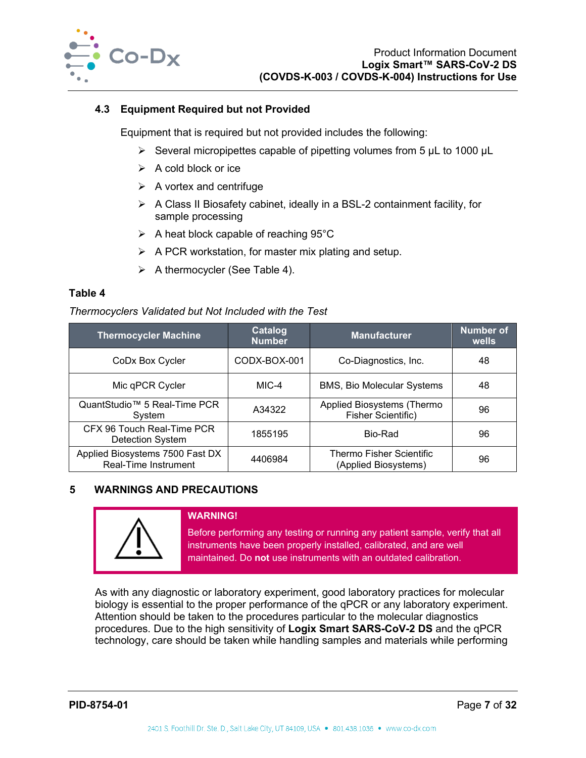### 4.3 Equipment Required but not Provided

Equipment that is required but not provided includes the following:

- Several micropipettes capable of pipetting volumes from 5 µL to 1000 µL
- A cold block or ice
- A vortex and centrifuge
- A Class II Biosafety cabinet, ideally in a BSL-2 containment facility, for sample processing
- A heat block capable of reaching 95°C
- A PCR workstation, for master mix plating and setup.
- A thermocycler (See Table 4).

**Table 4**

*Thermocyclers Validated but Not Included with the Test*

| Thermocycler Machine | Catalog Number | Manufacturer | Number of wells |
|---|---|---|---|
| CoDx Box Cycler | CODX-BOX-001 | Co-Diagnostics, Inc. | 48 |
| Mic qPCR Cycler | MIC-4 | BMS, Bio Molecular Systems | 48 |
| QuantStudio™ 5 Real-Time PCR System | A34322 | Applied Biosystems (Thermo Fisher Scientific) | 96 |
| CFX 96 Touch Real-Time PCR Detection System | 1855195 | Bio-Rad | 96 |
| Applied Biosystems 7500 Fast DX Real-Time Instrument | 4406984 | Thermo Fisher Scientific (Applied Biosystems) | 96 |

## 5 WARNINGS AND PRECAUTIONS

**WARNING!**

Before performing any testing or running any patient sample, verify that all instruments have been properly installed, calibrated, and are well maintained. Do **not** use instruments with an outdated calibration.

As with any diagnostic or laboratory experiment, good laboratory practices for molecular biology is essential to the proper performance of the qPCR or any laboratory experiment. Attention should be taken to the procedures particular to the molecular diagnostics procedures. Due to the high sensitivity of **Logix Smart SARS-CoV-2 DS** and the qPCR technology, care should be taken while handling samples and materials while performing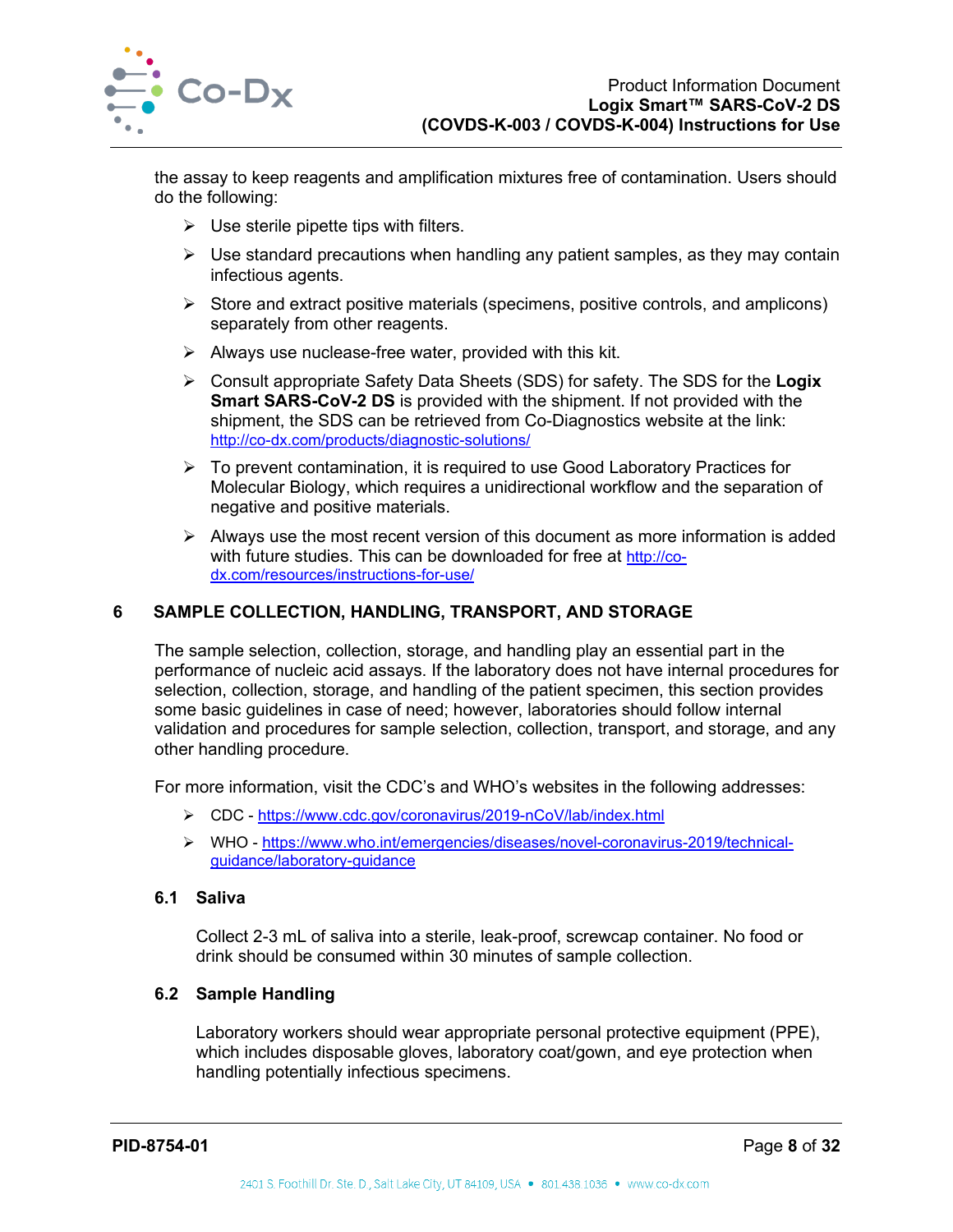the assay to keep reagents and amplification mixtures free of contamination. Users should do the following:

- Use sterile pipette tips with filters.
- Use standard precautions when handling any patient samples, as they may contain infectious agents.
- Store and extract positive materials (specimens, positive controls, and amplicons) separately from other reagents.
- Always use nuclease-free water, provided with this kit.
- Consult appropriate Safety Data Sheets (SDS) for safety. The SDS for the **Logix Smart SARS-CoV-2 DS** is provided with the shipment. If not provided with the shipment, the SDS can be retrieved from Co-Diagnostics website at the link: http://co-dx.com/products/diagnostic-solutions/
- To prevent contamination, it is required to use Good Laboratory Practices for Molecular Biology, which requires a unidirectional workflow and the separation of negative and positive materials.
- Always use the most recent version of this document as more information is added with future studies. This can be downloaded for free at http://co-dx.com/resources/instructions-for-use/

## 6 SAMPLE COLLECTION, HANDLING, TRANSPORT, AND STORAGE

The sample selection, collection, storage, and handling play an essential part in the performance of nucleic acid assays. If the laboratory does not have internal procedures for selection, collection, storage, and handling of the patient specimen, this section provides some basic guidelines in case of need; however, laboratories should follow internal validation and procedures for sample selection, collection, transport, and storage, and any other handling procedure.

For more information, visit the CDC's and WHO's websites in the following addresses:

- CDC - https://www.cdc.gov/coronavirus/2019-nCoV/lab/index.html
- WHO - https://www.who.int/emergencies/diseases/novel-coronavirus-2019/technical-guidance/laboratory-guidance

### 6.1 Saliva

Collect 2-3 mL of saliva into a sterile, leak-proof, screwcap container. No food or drink should be consumed within 30 minutes of sample collection.

### 6.2 Sample Handling

Laboratory workers should wear appropriate personal protective equipment (PPE), which includes disposable gloves, laboratory coat/gown, and eye protection when handling potentially infectious specimens.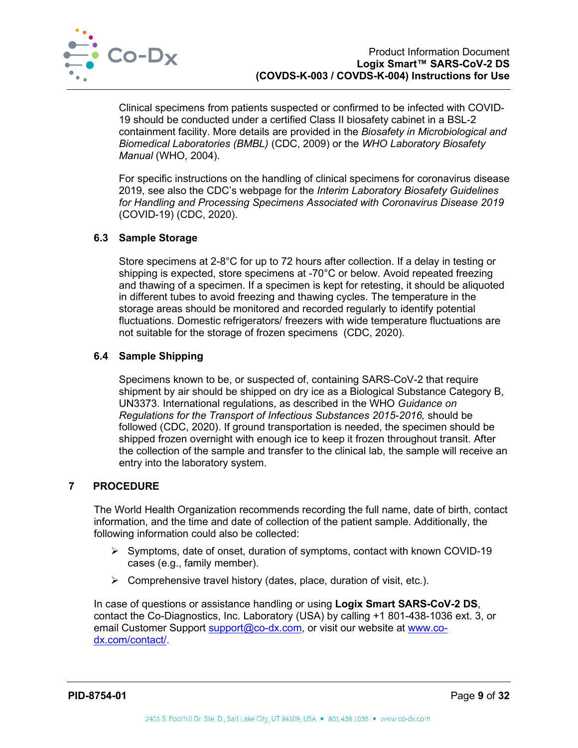Clinical specimens from patients suspected or confirmed to be infected with COVID-19 should be conducted under a certified Class II biosafety cabinet in a BSL-2 containment facility. More details are provided in the *Biosafety in Microbiological and Biomedical Laboratories (BMBL)* (CDC, 2009) or the *WHO Laboratory Biosafety Manual* (WHO, 2004).

For specific instructions on the handling of clinical specimens for coronavirus disease 2019, see also the CDC's webpage for the *Interim Laboratory Biosafety Guidelines for Handling and Processing Specimens Associated with Coronavirus Disease 2019* (COVID-19) (CDC, 2020).

### 6.3 Sample Storage

Store specimens at 2-8°C for up to 72 hours after collection. If a delay in testing or shipping is expected, store specimens at -70°C or below. Avoid repeated freezing and thawing of a specimen. If a specimen is kept for retesting, it should be aliquoted in different tubes to avoid freezing and thawing cycles. The temperature in the storage areas should be monitored and recorded regularly to identify potential fluctuations. Domestic refrigerators/ freezers with wide temperature fluctuations are not suitable for the storage of frozen specimens (CDC, 2020).

### 6.4 Sample Shipping

Specimens known to be, or suspected of, containing SARS-CoV-2 that require shipment by air should be shipped on dry ice as a Biological Substance Category B, UN3373. International regulations, as described in the WHO *Guidance on Regulations for the Transport of Infectious Substances 2015-2016,* should be followed (CDC, 2020). If ground transportation is needed, the specimen should be shipped frozen overnight with enough ice to keep it frozen throughout transit. After the collection of the sample and transfer to the clinical lab, the sample will receive an entry into the laboratory system.

## 7 PROCEDURE

The World Health Organization recommends recording the full name, date of birth, contact information, and the time and date of collection of the patient sample. Additionally, the following information could also be collected:

- Symptoms, date of onset, duration of symptoms, contact with known COVID-19 cases (e.g., family member).
- Comprehensive travel history (dates, place, duration of visit, etc.).

In case of questions or assistance handling or using **Logix Smart SARS-CoV-2 DS**, contact the Co-Diagnostics, Inc. Laboratory (USA) by calling +1 801-438-1036 ext. 3, or email Customer Support support@co-dx.com, or visit our website at www.co-dx.com/contact/.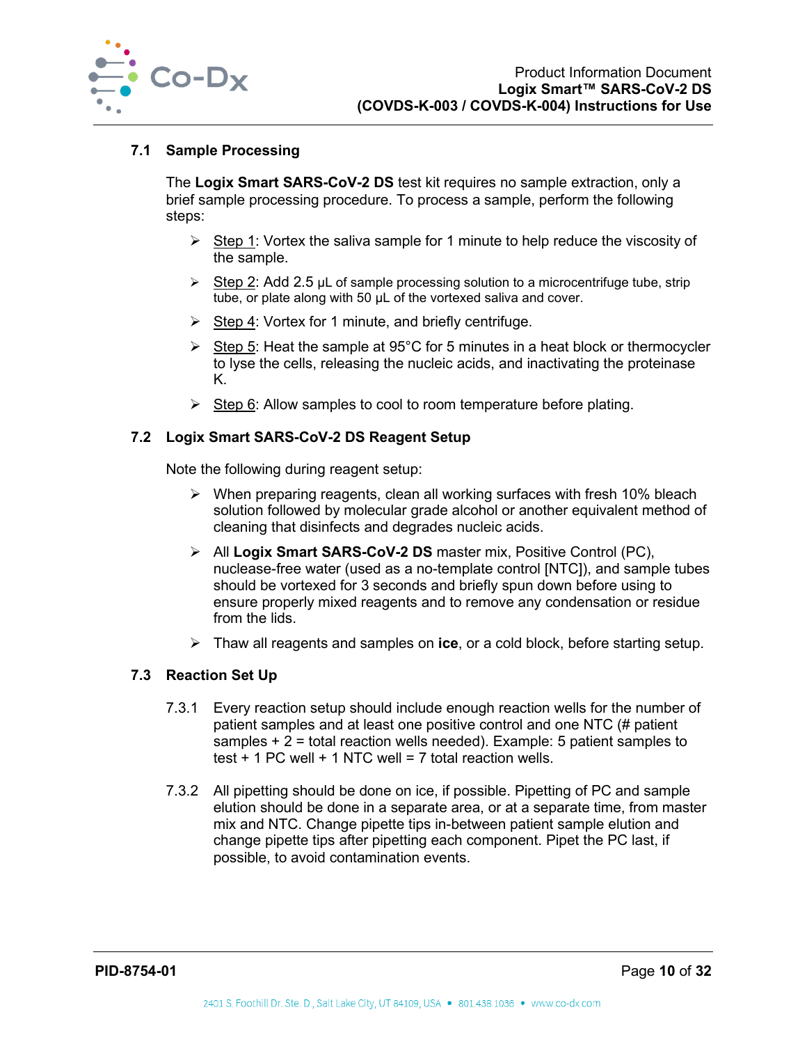### 7.1 Sample Processing

The **Logix Smart SARS-CoV-2 DS** test kit requires no sample extraction, only a brief sample processing procedure. To process a sample, perform the following steps:

- Step 1: Vortex the saliva sample for 1 minute to help reduce the viscosity of the sample.
- Step 2: Add 2.5 µL of sample processing solution to a microcentrifuge tube, strip tube, or plate along with 50 µL of the vortexed saliva and cover.
- Step 4: Vortex for 1 minute, and briefly centrifuge.
- Step 5: Heat the sample at 95°C for 5 minutes in a heat block or thermocycler to lyse the cells, releasing the nucleic acids, and inactivating the proteinase K.
- Step 6: Allow samples to cool to room temperature before plating.

### 7.2 Logix Smart SARS-CoV-2 DS Reagent Setup

Note the following during reagent setup:

- When preparing reagents, clean all working surfaces with fresh 10% bleach solution followed by molecular grade alcohol or another equivalent method of cleaning that disinfects and degrades nucleic acids.
- All **Logix Smart SARS-CoV-2 DS** master mix, Positive Control (PC), nuclease-free water (used as a no-template control [NTC]), and sample tubes should be vortexed for 3 seconds and briefly spun down before using to ensure properly mixed reagents and to remove any condensation or residue from the lids.
- Thaw all reagents and samples on **ice**, or a cold block, before starting setup.

### 7.3 Reaction Set Up

7.3.1 Every reaction setup should include enough reaction wells for the number of patient samples and at least one positive control and one NTC (# patient samples + 2 = total reaction wells needed). Example: 5 patient samples to test + 1 PC well + 1 NTC well = 7 total reaction wells.

7.3.2 All pipetting should be done on ice, if possible. Pipetting of PC and sample elution should be done in a separate area, or at a separate time, from master mix and NTC. Change pipette tips in-between patient sample elution and change pipette tips after pipetting each component. Pipet the PC last, if possible, to avoid contamination events.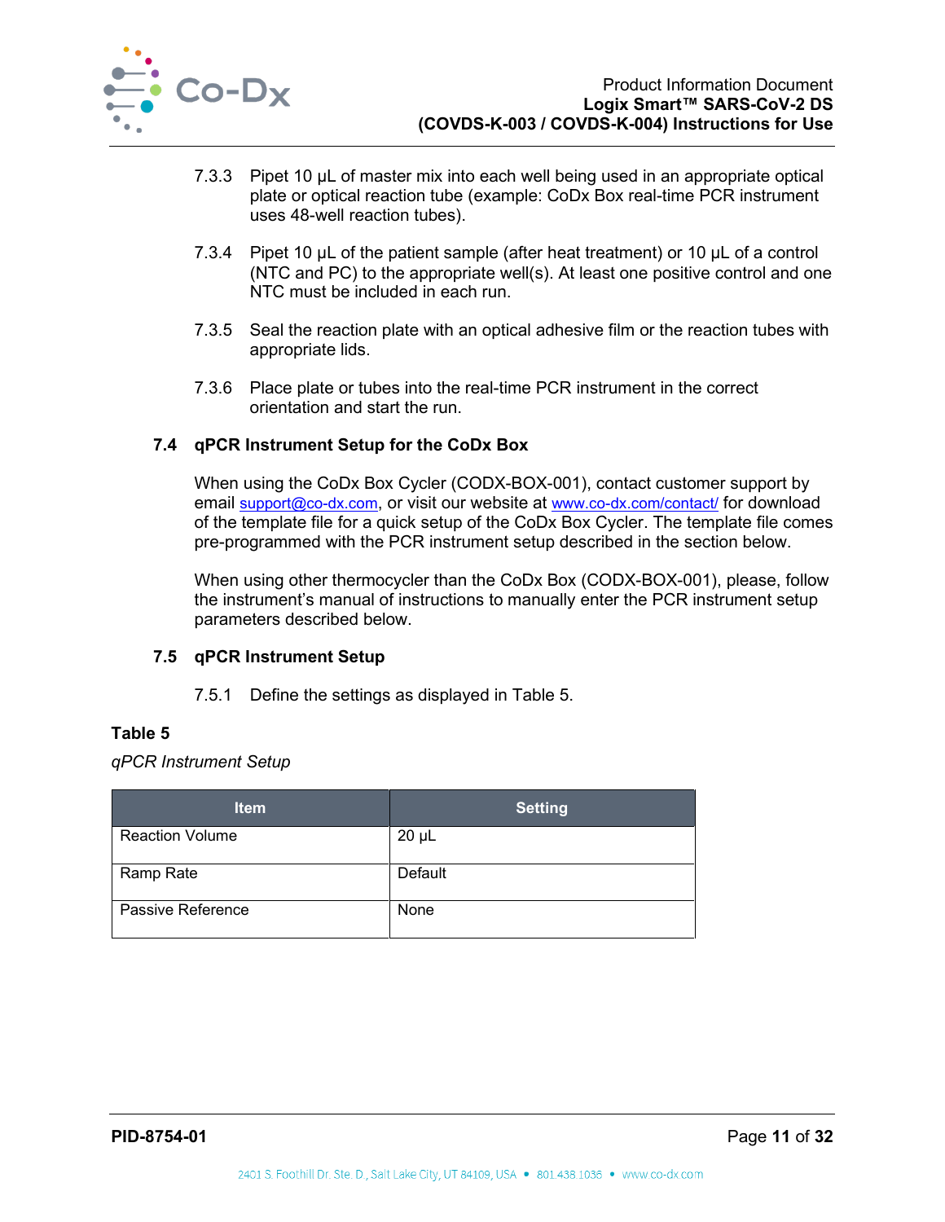7.3.3 Pipet 10 µL of master mix into each well being used in an appropriate optical plate or optical reaction tube (example: CoDx Box real-time PCR instrument uses 48-well reaction tubes).

7.3.4 Pipet 10 µL of the patient sample (after heat treatment) or 10 µL of a control (NTC and PC) to the appropriate well(s). At least one positive control and one NTC must be included in each run.

7.3.5 Seal the reaction plate with an optical adhesive film or the reaction tubes with appropriate lids.

7.3.6 Place plate or tubes into the real-time PCR instrument in the correct orientation and start the run.

### 7.4 qPCR Instrument Setup for the CoDx Box

When using the CoDx Box Cycler (CODX-BOX-001), contact customer support by email support@co-dx.com, or visit our website at www.co-dx.com/contact/ for download of the template file for a quick setup of the CoDx Box Cycler. The template file comes pre-programmed with the PCR instrument setup described in the section below.

When using other thermocycler than the CoDx Box (CODX-BOX-001), please, follow the instrument's manual of instructions to manually enter the PCR instrument setup parameters described below.

### 7.5 qPCR Instrument Setup

7.5.1 Define the settings as displayed in Table 5.

**Table 5**

*qPCR Instrument Setup*

| Item | Setting |
|---|---|
| Reaction Volume | 20 µL |
| Ramp Rate | Default |
| Passive Reference | None |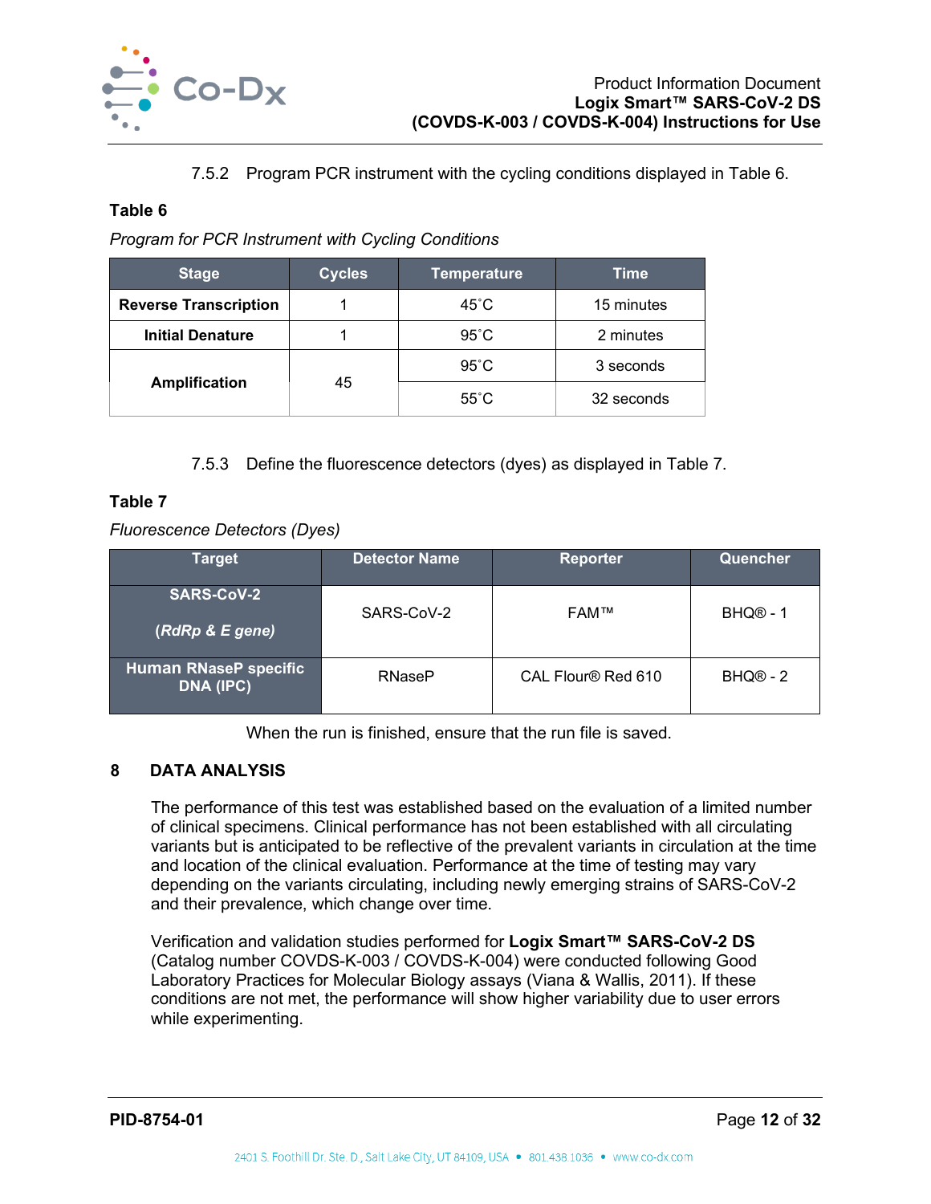7.5.2 Program PCR instrument with the cycling conditions displayed in Table 6.

**Table 6**

*Program for PCR Instrument with Cycling Conditions*

| Stage | Cycles | Temperature | Time |
|---|---|---|---|
| **Reverse Transcription** | 1 | 45˚C | 15 minutes |
| **Initial Denature** | 1 | 95˚C | 2 minutes |
| **Amplification** | 45 | 95˚C | 3 seconds |
| | | 55˚C | 32 seconds |

7.5.3 Define the fluorescence detectors (dyes) as displayed in Table 7.

**Table 7**

*Fluorescence Detectors (Dyes)*

| Target | Detector Name | Reporter | Quencher |
|---|---|---|---|
| **SARS-CoV-2** (***RdRp & E gene***) | SARS-CoV-2 | FAM™ | BHQ® - 1 |
| **Human RNaseP specific DNA (IPC)** | RNaseP | CAL Flour® Red 610 | BHQ® - 2 |

When the run is finished, ensure that the run file is saved.

## 8 DATA ANALYSIS

The performance of this test was established based on the evaluation of a limited number of clinical specimens. Clinical performance has not been established with all circulating variants but is anticipated to be reflective of the prevalent variants in circulation at the time and location of the clinical evaluation. Performance at the time of testing may vary depending on the variants circulating, including newly emerging strains of SARS-CoV-2 and their prevalence, which change over time.

Verification and validation studies performed for **Logix Smart™ SARS-CoV-2 DS** (Catalog number COVDS-K-003 / COVDS-K-004) were conducted following Good Laboratory Practices for Molecular Biology assays (Viana & Wallis, 2011). If these conditions are not met, the performance will show higher variability due to user errors while experimenting.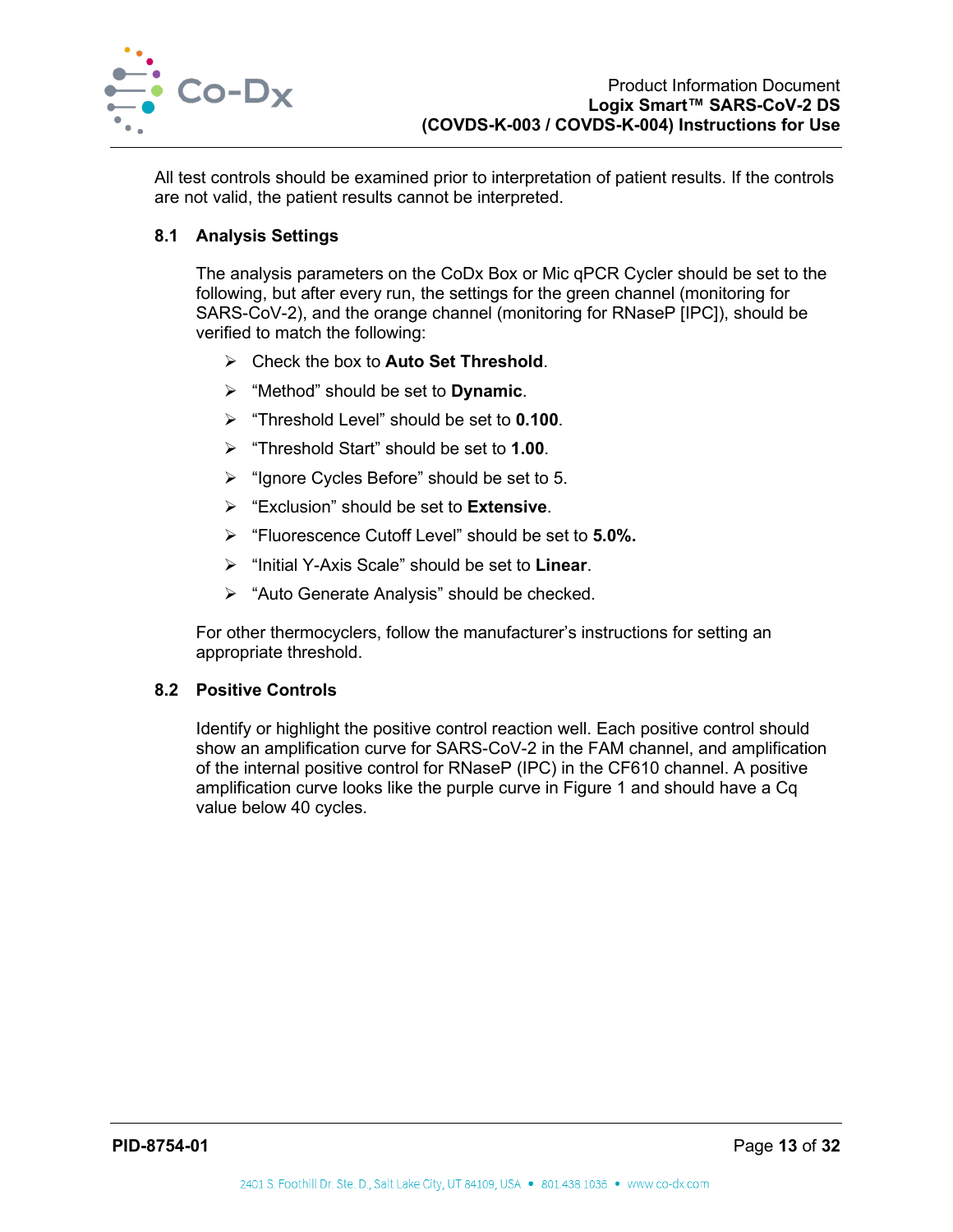All test controls should be examined prior to interpretation of patient results. If the controls are not valid, the patient results cannot be interpreted.

### 8.1 Analysis Settings

The analysis parameters on the CoDx Box or Mic qPCR Cycler should be set to the following, but after every run, the settings for the green channel (monitoring for SARS-CoV-2), and the orange channel (monitoring for RNaseP [IPC]), should be verified to match the following:

- Check the box to **Auto Set Threshold**.
- "Method" should be set to **Dynamic**.
- "Threshold Level" should be set to **0.100**.
- "Threshold Start" should be set to **1.00**.
- "Ignore Cycles Before" should be set to 5.
- "Exclusion" should be set to **Extensive**.
- "Fluorescence Cutoff Level" should be set to **5.0%.**
- "Initial Y-Axis Scale" should be set to **Linear**.
- "Auto Generate Analysis" should be checked.

For other thermocyclers, follow the manufacturer's instructions for setting an appropriate threshold.

### 8.2 Positive Controls

Identify or highlight the positive control reaction well. Each positive control should show an amplification curve for SARS-CoV-2 in the FAM channel, and amplification of the internal positive control for RNaseP (IPC) in the CF610 channel. A positive amplification curve looks like the purple curve in Figure 1 and should have a Cq value below 40 cycles.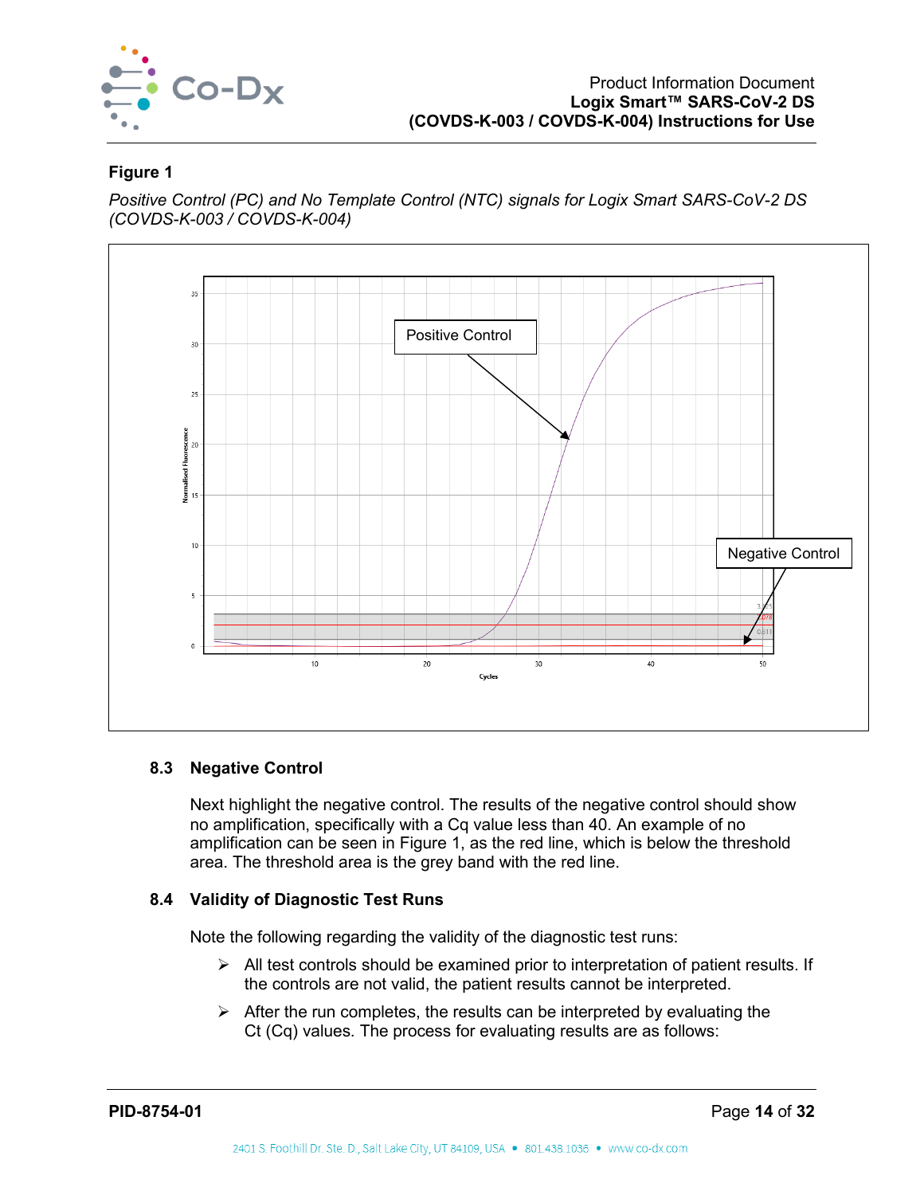**Figure 1**

*Positive Control (PC) and No Template Control (NTC) signals for Logix Smart SARS-CoV-2 DS (COVDS-K-003 / COVDS-K-004)*

### 8.3 Negative Control

Next highlight the negative control. The results of the negative control should show no amplification, specifically with a Cq value less than 40. An example of no amplification can be seen in Figure 1, as the red line, which is below the threshold area. The threshold area is the grey band with the red line.

### 8.4 Validity of Diagnostic Test Runs

Note the following regarding the validity of the diagnostic test runs:

- All test controls should be examined prior to interpretation of patient results. If the controls are not valid, the patient results cannot be interpreted.
- After the run completes, the results can be interpreted by evaluating the Ct (Cq) values. The process for evaluating results are as follows: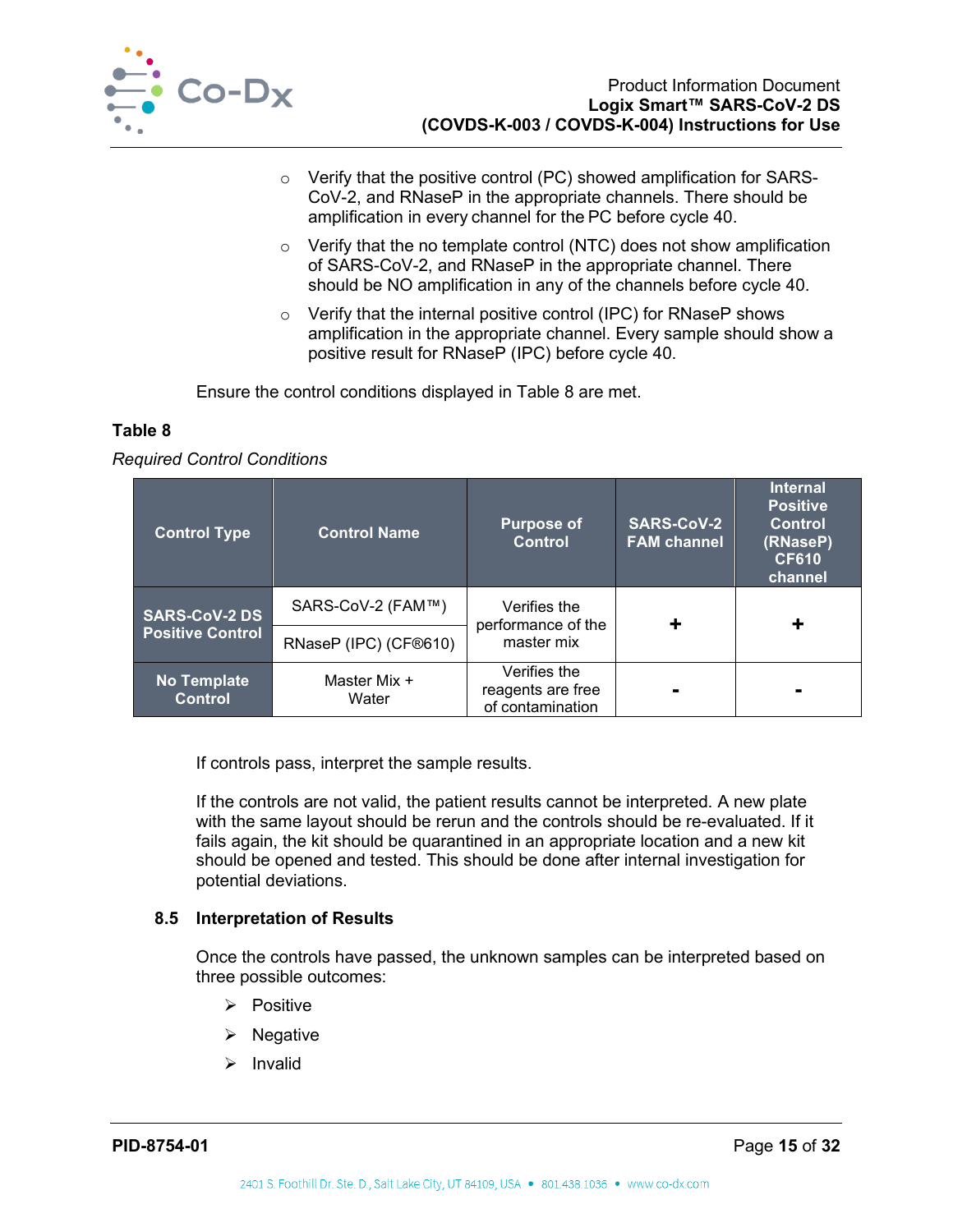- Verify that the positive control (PC) showed amplification for SARS-CoV-2, and RNaseP in the appropriate channels. There should be amplification in every channel for the PC before cycle 40.
- Verify that the no template control (NTC) does not show amplification of SARS-CoV-2, and RNaseP in the appropriate channel. There should be NO amplification in any of the channels before cycle 40.
- Verify that the internal positive control (IPC) for RNaseP shows amplification in the appropriate channel. Every sample should show a positive result for RNaseP (IPC) before cycle 40.

Ensure the control conditions displayed in Table 8 are met.

**Table 8**

*Required Control Conditions*

| Control Type | Control Name | Purpose of Control | SARS-CoV-2 FAM channel | Internal Positive Control (RNaseP) CF610 channel |
|---|---|---|---|---|
| **SARS-CoV-2 DS Positive Control** | SARS-CoV-2 (FAM™) | Verifies the performance of the master mix | + | + |
| | RNaseP (IPC) (CF®610) | | | |
| **No Template Control** | Master Mix + Water | Verifies the reagents are free of contamination | - | - |

If controls pass, interpret the sample results.

If the controls are not valid, the patient results cannot be interpreted. A new plate with the same layout should be rerun and the controls should be re-evaluated. If it fails again, the kit should be quarantined in an appropriate location and a new kit should be opened and tested. This should be done after internal investigation for potential deviations.

### 8.5 Interpretation of Results

Once the controls have passed, the unknown samples can be interpreted based on three possible outcomes:

- Positive
- Negative
- Invalid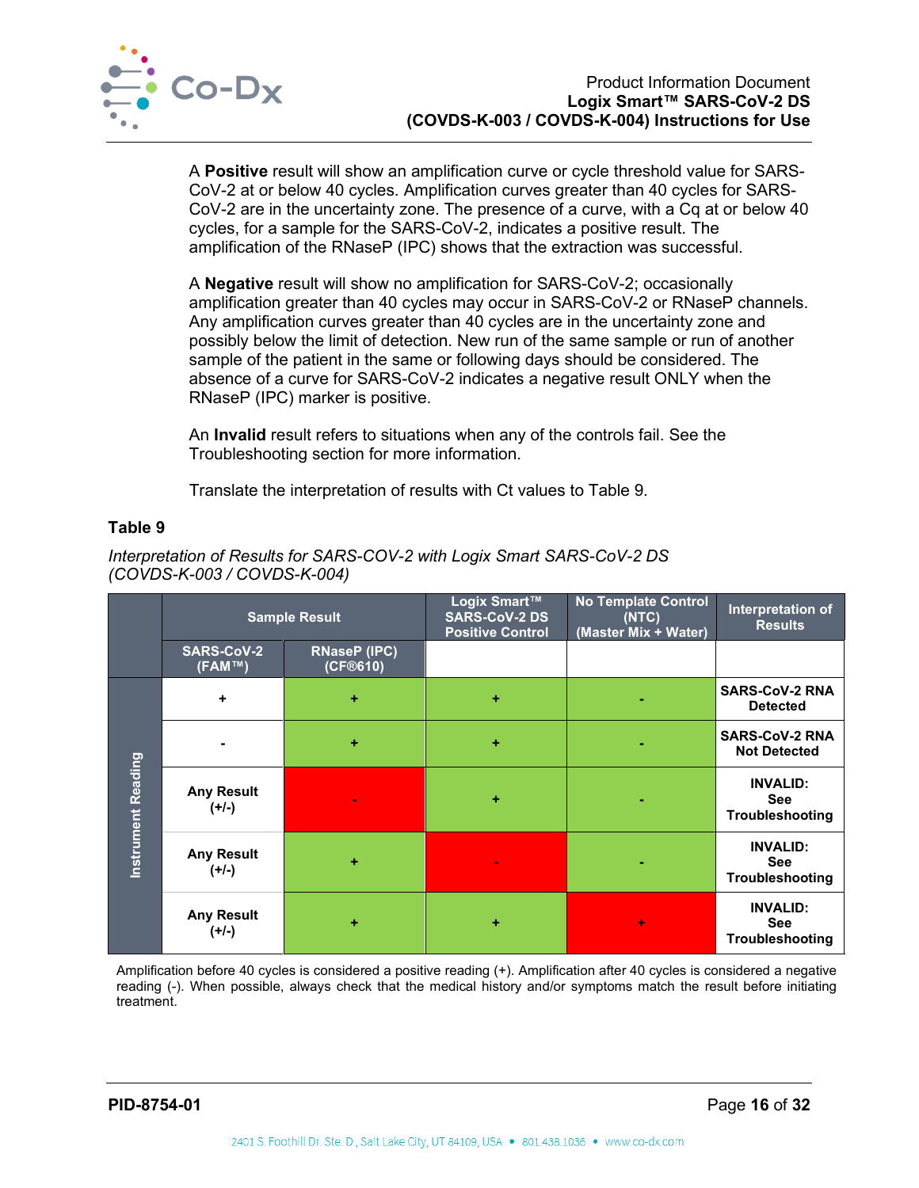A **Positive** result will show an amplification curve or cycle threshold value for SARS-CoV-2 at or below 40 cycles. Amplification curves greater than 40 cycles for SARS-CoV-2 are in the uncertainty zone. The presence of a curve, with a Cq at or below 40 cycles, for a sample for the SARS-CoV-2, indicates a positive result. The amplification of the RNaseP (IPC) shows that the extraction was successful.

A **Negative** result will show no amplification for SARS-CoV-2; occasionally amplification greater than 40 cycles may occur in SARS-CoV-2 or RNaseP channels. Any amplification curves greater than 40 cycles are in the uncertainty zone and possibly below the limit of detection. New run of the same sample or run of another sample of the patient in the same or following days should be considered. The absence of a curve for SARS-CoV-2 indicates a negative result ONLY when the RNaseP (IPC) marker is positive.

An **Invalid** result refers to situations when any of the controls fail. See the Troubleshooting section for more information.

Translate the interpretation of results with Ct values to Table 9.

**Table 9**

*Interpretation of Results for SARS-COV-2 with Logix Smart SARS-CoV-2 DS (COVDS-K-003 / COVDS-K-004)*

| | Sample Result | | Logix Smart™ SARS-CoV-2 DS Positive Control | No Template Control (NTC) (Master Mix + Water) | Interpretation of Results |
|---|---|---|---|---|---|
| | SARS-CoV-2 (FAM™) | RNaseP (IPC) (CF®610) | | | |
| Instrument Reading | + | + | + | - | SARS-CoV-2 RNA Detected |
| Instrument Reading | - | + | + | - | SARS-CoV-2 RNA Not Detected |
| Instrument Reading | Any Result (+/-) | - | + | - | INVALID: See Troubleshooting |
| Instrument Reading | Any Result (+/-) | + | - | - | INVALID: See Troubleshooting |
| Instrument Reading | Any Result (+/-) | + | + | + | INVALID: See Troubleshooting |

Amplification before 40 cycles is considered a positive reading (+). Amplification after 40 cycles is considered a negative reading (-). When possible, always check that the medical history and/or symptoms match the result before initiating treatment.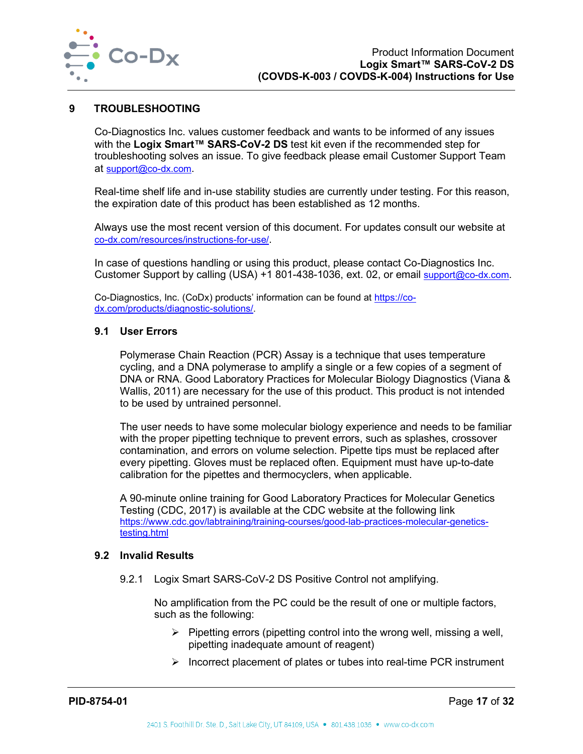# 9 TROUBLESHOOTING

Co-Diagnostics Inc. values customer feedback and wants to be informed of any issues with the **Logix Smart™ SARS-CoV-2 DS** test kit even if the recommended step for troubleshooting solves an issue. To give feedback please email Customer Support Team at support@co-dx.com.

Real-time shelf life and in-use stability studies are currently under testing. For this reason, the expiration date of this product has been established as 12 months.

Always use the most recent version of this document. For updates consult our website at co-dx.com/resources/instructions-for-use/.

In case of questions handling or using this product, please contact Co-Diagnostics Inc. Customer Support by calling (USA) +1 801-438-1036, ext. 02, or email support@co-dx.com.

Co-Diagnostics, Inc. (CoDx) products' information can be found at https://co-dx.com/products/diagnostic-solutions/.

## 9.1 User Errors

Polymerase Chain Reaction (PCR) Assay is a technique that uses temperature cycling, and a DNA polymerase to amplify a single or a few copies of a segment of DNA or RNA. Good Laboratory Practices for Molecular Biology Diagnostics (Viana & Wallis, 2011) are necessary for the use of this product. This product is not intended to be used by untrained personnel.

The user needs to have some molecular biology experience and needs to be familiar with the proper pipetting technique to prevent errors, such as splashes, crossover contamination, and errors on volume selection. Pipette tips must be replaced after every pipetting. Gloves must be replaced often. Equipment must have up-to-date calibration for the pipettes and thermocyclers, when applicable.

A 90-minute online training for Good Laboratory Practices for Molecular Genetics Testing (CDC, 2017) is available at the CDC website at the following link https://www.cdc.gov/labtraining/training-courses/good-lab-practices-molecular-genetics-testing.html

## 9.2 Invalid Results

9.2.1 Logix Smart SARS-CoV-2 DS Positive Control not amplifying.

No amplification from the PC could be the result of one or multiple factors, such as the following:

- Pipetting errors (pipetting control into the wrong well, missing a well, pipetting inadequate amount of reagent)
- Incorrect placement of plates or tubes into real-time PCR instrument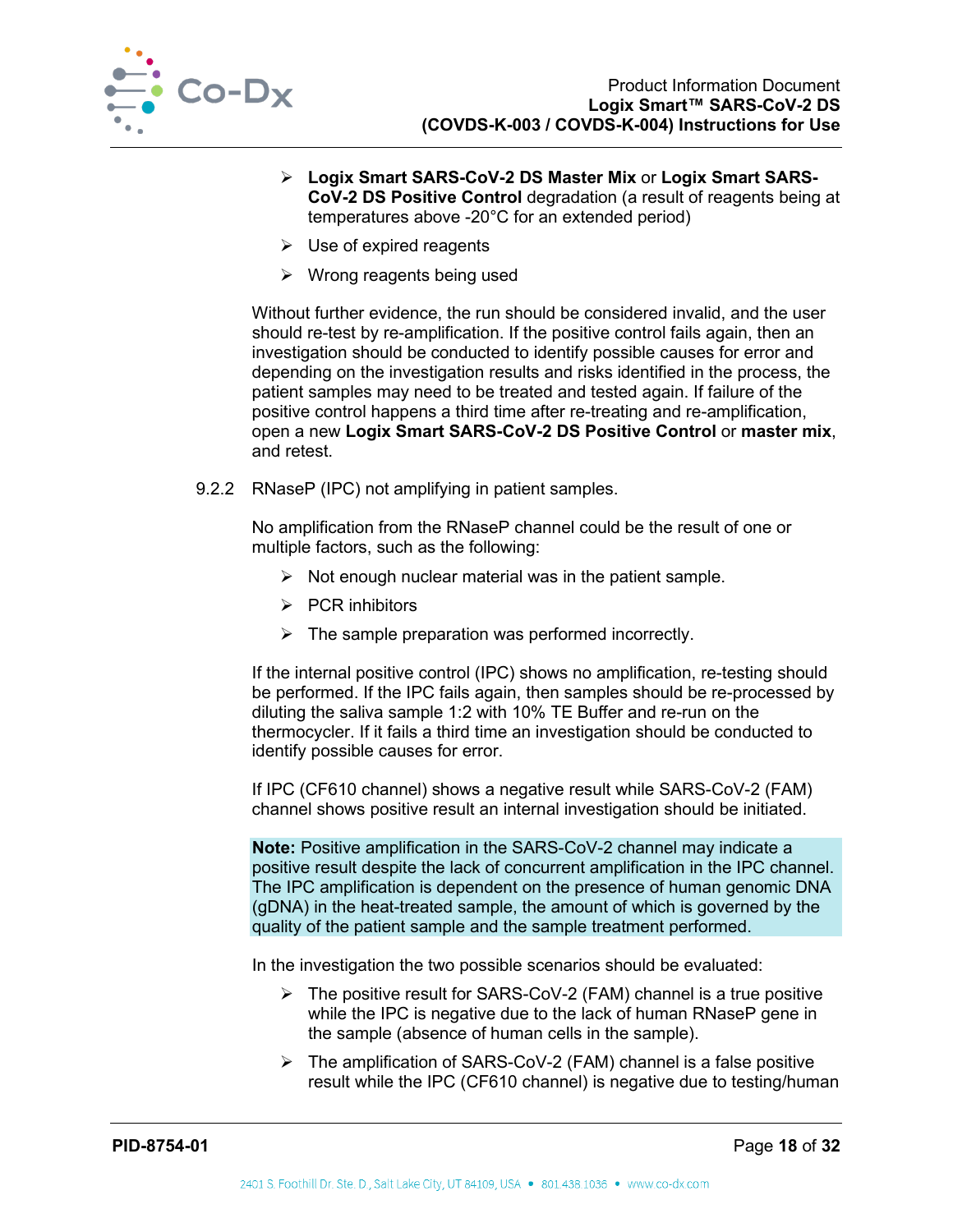- **Logix Smart SARS-CoV-2 DS Master Mix** or **Logix Smart SARS-CoV-2 DS Positive Control** degradation (a result of reagents being at temperatures above -20°C for an extended period)
- Use of expired reagents
- Wrong reagents being used

Without further evidence, the run should be considered invalid, and the user should re-test by re-amplification. If the positive control fails again, then an investigation should be conducted to identify possible causes for error and depending on the investigation results and risks identified in the process, the patient samples may need to be treated and tested again. If failure of the positive control happens a third time after re-treating and re-amplification, open a new **Logix Smart SARS-CoV-2 DS Positive Control** or **master mix**, and retest.

9.2.2 RNaseP (IPC) not amplifying in patient samples.

No amplification from the RNaseP channel could be the result of one or multiple factors, such as the following:

- Not enough nuclear material was in the patient sample.
- PCR inhibitors
- The sample preparation was performed incorrectly.

If the internal positive control (IPC) shows no amplification, re-testing should be performed. If the IPC fails again, then samples should be re-processed by diluting the saliva sample 1:2 with 10% TE Buffer and re-run on the thermocycler. If it fails a third time an investigation should be conducted to identify possible causes for error.

If IPC (CF610 channel) shows a negative result while SARS-CoV-2 (FAM) channel shows positive result an internal investigation should be initiated.

**Note:** Positive amplification in the SARS-CoV-2 channel may indicate a positive result despite the lack of concurrent amplification in the IPC channel. The IPC amplification is dependent on the presence of human genomic DNA (gDNA) in the heat-treated sample, the amount of which is governed by the quality of the patient sample and the sample treatment performed.

In the investigation the two possible scenarios should be evaluated:

- The positive result for SARS-CoV-2 (FAM) channel is a true positive while the IPC is negative due to the lack of human RNaseP gene in the sample (absence of human cells in the sample).
- The amplification of SARS-CoV-2 (FAM) channel is a false positive result while the IPC (CF610 channel) is negative due to testing/human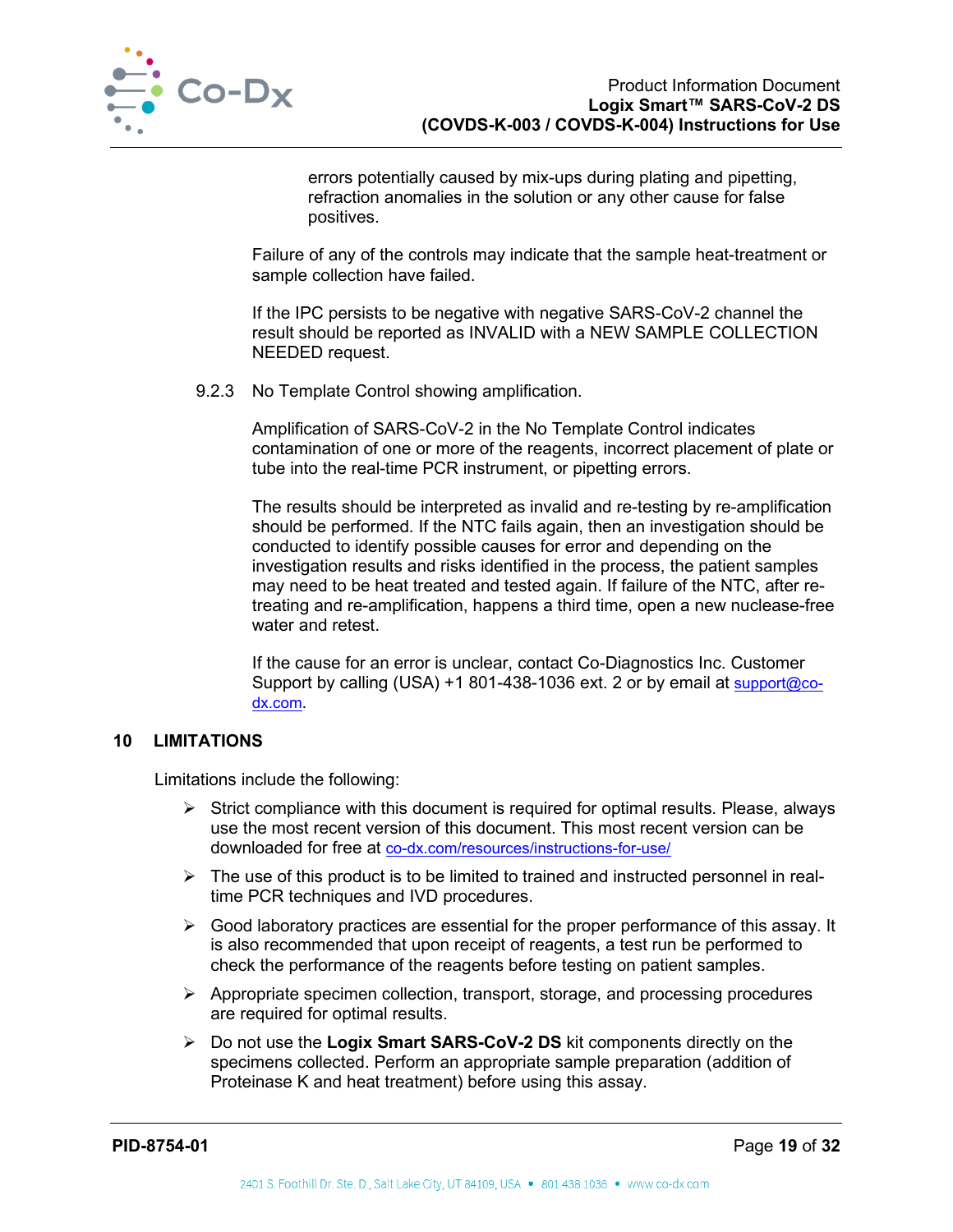errors potentially caused by mix-ups during plating and pipetting, refraction anomalies in the solution or any other cause for false positives.

Failure of any of the controls may indicate that the sample heat-treatment or sample collection have failed.

If the IPC persists to be negative with negative SARS-CoV-2 channel the result should be reported as INVALID with a NEW SAMPLE COLLECTION NEEDED request.

9.2.3 No Template Control showing amplification.

Amplification of SARS-CoV-2 in the No Template Control indicates contamination of one or more of the reagents, incorrect placement of plate or tube into the real-time PCR instrument, or pipetting errors.

The results should be interpreted as invalid and re-testing by re-amplification should be performed. If the NTC fails again, then an investigation should be conducted to identify possible causes for error and depending on the investigation results and risks identified in the process, the patient samples may need to be heat treated and tested again. If failure of the NTC, after re-treating and re-amplification, happens a third time, open a new nuclease-free water and retest.

If the cause for an error is unclear, contact Co-Diagnostics Inc. Customer Support by calling (USA) +1 801-438-1036 ext. 2 or by email at support@co-dx.com.

## 10 LIMITATIONS

Limitations include the following:

- Strict compliance with this document is required for optimal results. Please, always use the most recent version of this document. This most recent version can be downloaded for free at co-dx.com/resources/instructions-for-use/
- The use of this product is to be limited to trained and instructed personnel in real-time PCR techniques and IVD procedures.
- Good laboratory practices are essential for the proper performance of this assay. It is also recommended that upon receipt of reagents, a test run be performed to check the performance of the reagents before testing on patient samples.
- Appropriate specimen collection, transport, storage, and processing procedures are required for optimal results.
- Do not use the **Logix Smart SARS-CoV-2 DS** kit components directly on the specimens collected. Perform an appropriate sample preparation (addition of Proteinase K and heat treatment) before using this assay.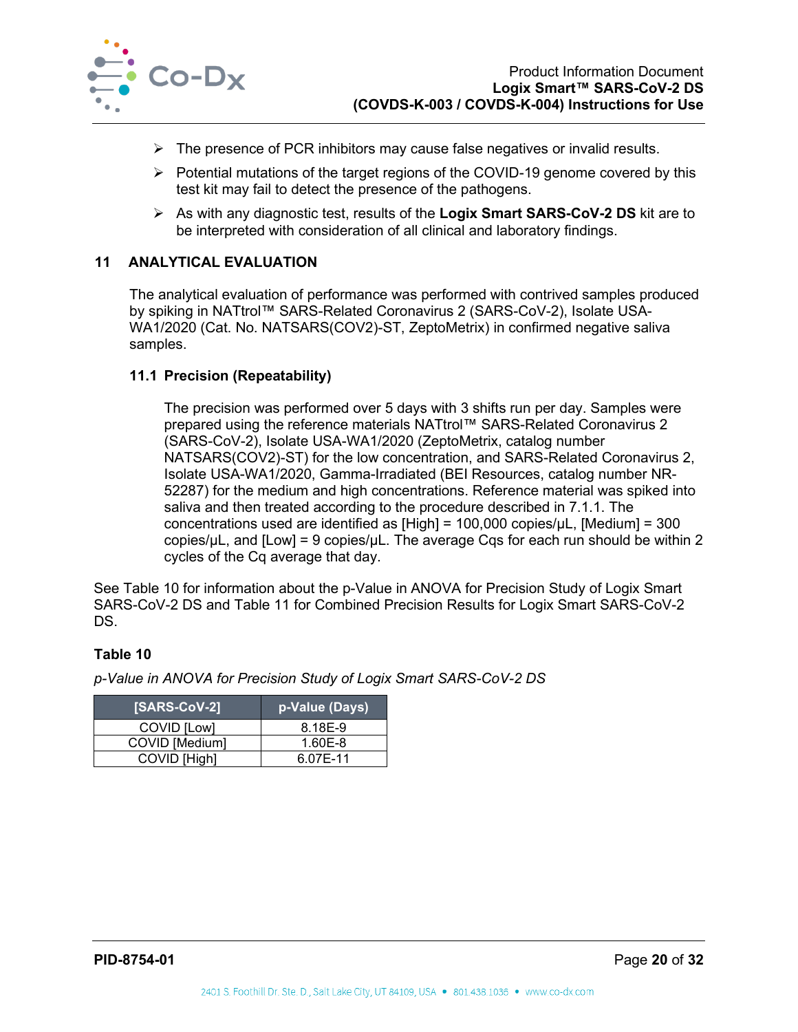- The presence of PCR inhibitors may cause false negatives or invalid results.
- Potential mutations of the target regions of the COVID-19 genome covered by this test kit may fail to detect the presence of the pathogens.
- As with any diagnostic test, results of the **Logix Smart SARS-CoV-2 DS** kit are to be interpreted with consideration of all clinical and laboratory findings.

## 11 ANALYTICAL EVALUATION

The analytical evaluation of performance was performed with contrived samples produced by spiking in NATtrol™ SARS-Related Coronavirus 2 (SARS-CoV-2), Isolate USA-WA1/2020 (Cat. No. NATSARS(COV2)-ST, ZeptoMetrix) in confirmed negative saliva samples.

### 11.1 Precision (Repeatability)

The precision was performed over 5 days with 3 shifts run per day. Samples were prepared using the reference materials NATtrol™ SARS-Related Coronavirus 2 (SARS-CoV-2), Isolate USA-WA1/2020 (ZeptoMetrix, catalog number NATSARS(COV2)-ST) for the low concentration, and SARS-Related Coronavirus 2, Isolate USA-WA1/2020, Gamma-Irradiated (BEI Resources, catalog number NR-52287) for the medium and high concentrations. Reference material was spiked into saliva and then treated according to the procedure described in 7.1.1. The concentrations used are identified as [High] = 100,000 copies/µL, [Medium] = 300 copies/µL, and [Low] = 9 copies/µL. The average Cqs for each run should be within 2 cycles of the Cq average that day.

See Table 10 for information about the p-Value in ANOVA for Precision Study of Logix Smart SARS-CoV-2 DS and Table 11 for Combined Precision Results for Logix Smart SARS-CoV-2 DS.

**Table 10**

*p-Value in ANOVA for Precision Study of Logix Smart SARS-CoV-2 DS*

| [SARS-CoV-2] | p-Value (Days) |
|---|---|
| COVID [Low] | 8.18E-9 |
| COVID [Medium] | 1.60E-8 |
| COVID [High] | 6.07E-11 |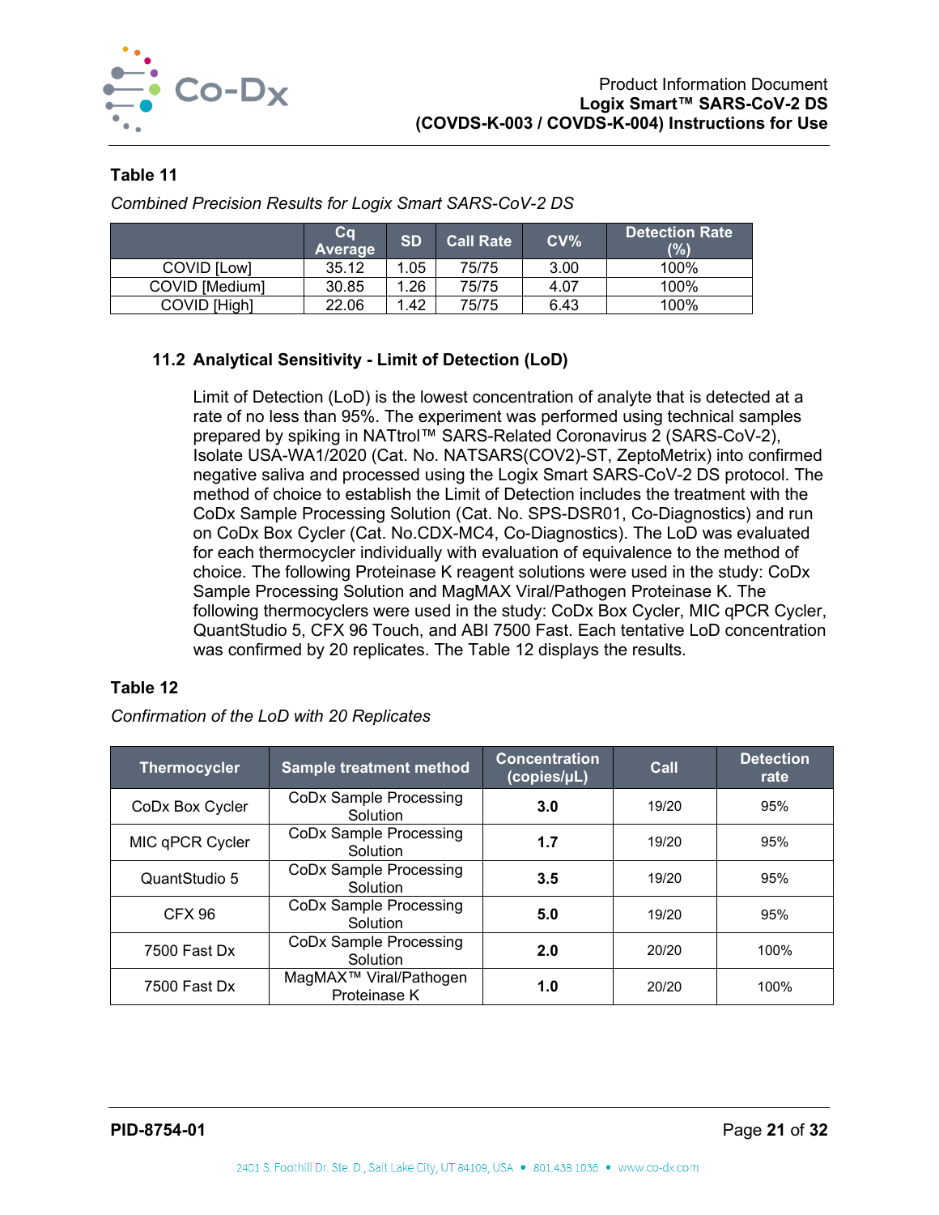**Table 11**

*Combined Precision Results for Logix Smart SARS-CoV-2 DS*

| | Cq Average | SD | Call Rate | CV% | Detection Rate (%) |
|---|---|---|---|---|---|
| COVID [Low] | 35.12 | 1.05 | 75/75 | 3.00 | 100% |
| COVID [Medium] | 30.85 | 1.26 | 75/75 | 4.07 | 100% |
| COVID [High] | 22.06 | 1.42 | 75/75 | 6.43 | 100% |

### 11.2 Analytical Sensitivity - Limit of Detection (LoD)

Limit of Detection (LoD) is the lowest concentration of analyte that is detected at a rate of no less than 95%. The experiment was performed using technical samples prepared by spiking in NATtrol™ SARS-Related Coronavirus 2 (SARS-CoV-2), Isolate USA-WA1/2020 (Cat. No. NATSARS(COV2)-ST, ZeptoMetrix) into confirmed negative saliva and processed using the Logix Smart SARS-CoV-2 DS protocol. The method of choice to establish the Limit of Detection includes the treatment with the CoDx Sample Processing Solution (Cat. No. SPS-DSR01, Co-Diagnostics) and run on CoDx Box Cycler (Cat. No.CDX-MC4, Co-Diagnostics). The LoD was evaluated for each thermocycler individually with evaluation of equivalence to the method of choice. The following Proteinase K reagent solutions were used in the study: CoDx Sample Processing Solution and MagMAX Viral/Pathogen Proteinase K. The following thermocyclers were used in the study: CoDx Box Cycler, MIC qPCR Cycler, QuantStudio 5, CFX 96 Touch, and ABI 7500 Fast. Each tentative LoD concentration was confirmed by 20 replicates. The Table 12 displays the results.

**Table 12**

*Confirmation of the LoD with 20 Replicates*

| Thermocycler | Sample treatment method | Concentration (copies/µL) | Call | Detection rate |
|---|---|---|---|---|
| CoDx Box Cycler | CoDx Sample Processing Solution | **3.0** | 19/20 | 95% |
| MIC qPCR Cycler | CoDx Sample Processing Solution | **1.7** | 19/20 | 95% |
| QuantStudio 5 | CoDx Sample Processing Solution | **3.5** | 19/20 | 95% |
| CFX 96 | CoDx Sample Processing Solution | **5.0** | 19/20 | 95% |
| 7500 Fast Dx | CoDx Sample Processing Solution | **2.0** | 20/20 | 100% |
| 7500 Fast Dx | MagMAX™ Viral/Pathogen Proteinase K | **1.0** | 20/20 | 100% |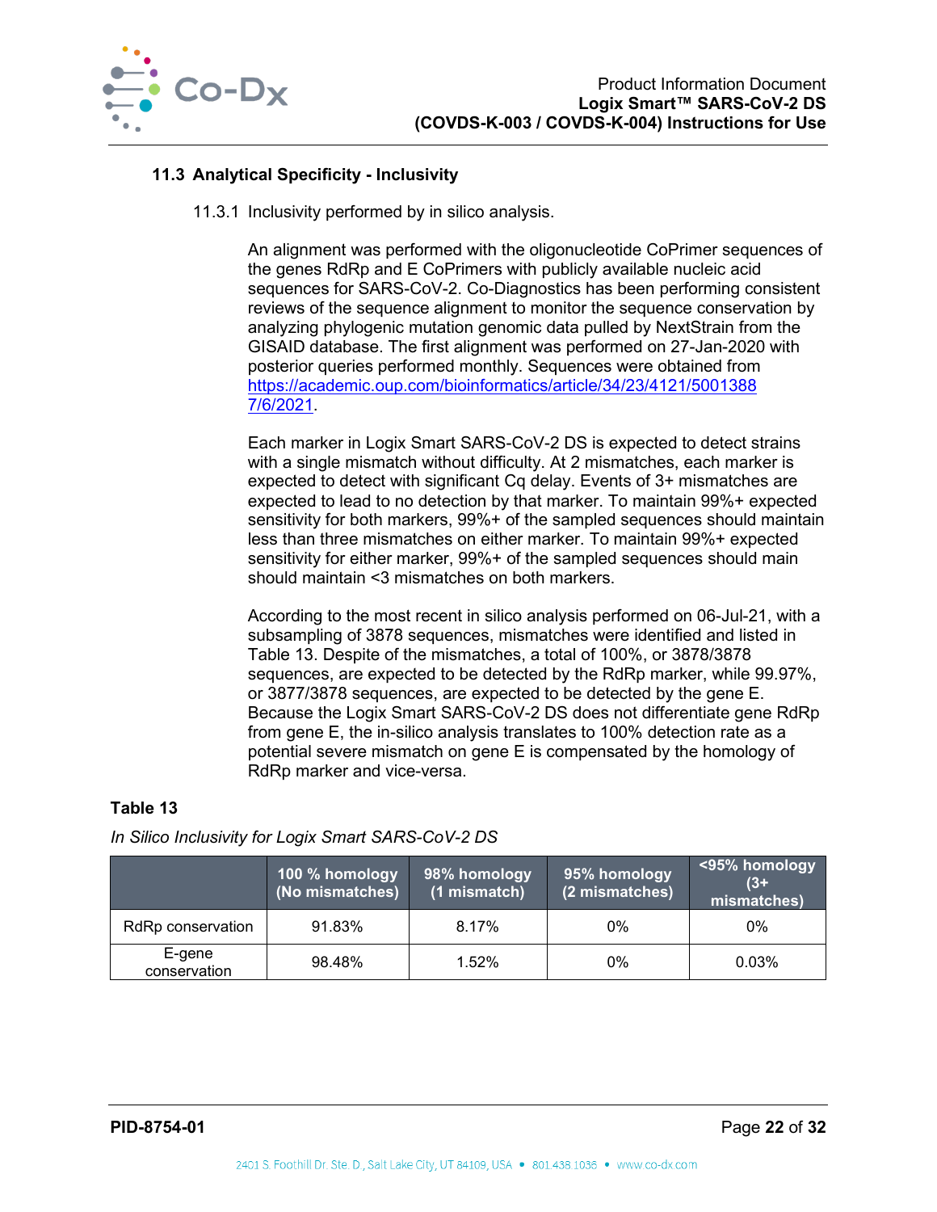### 11.3 Analytical Specificity - Inclusivity

11.3.1 Inclusivity performed by in silico analysis.

An alignment was performed with the oligonucleotide CoPrimer sequences of the genes RdRp and E CoPrimers with publicly available nucleic acid sequences for SARS-CoV-2. Co-Diagnostics has been performing consistent reviews of the sequence alignment to monitor the sequence conservation by analyzing phylogenic mutation genomic data pulled by NextStrain from the GISAID database. The first alignment was performed on 27-Jan-2020 with posterior queries performed monthly. Sequences were obtained from https://academic.oup.com/bioinformatics/article/34/23/4121/5001388 7/6/2021.

Each marker in Logix Smart SARS-CoV-2 DS is expected to detect strains with a single mismatch without difficulty. At 2 mismatches, each marker is expected to detect with significant Cq delay. Events of 3+ mismatches are expected to lead to no detection by that marker. To maintain 99%+ expected sensitivity for both markers, 99%+ of the sampled sequences should maintain less than three mismatches on either marker. To maintain 99%+ expected sensitivity for either marker, 99%+ of the sampled sequences should main should maintain <3 mismatches on both markers.

According to the most recent in silico analysis performed on 06-Jul-21, with a subsampling of 3878 sequences, mismatches were identified and listed in Table 13. Despite of the mismatches, a total of 100%, or 3878/3878 sequences, are expected to be detected by the RdRp marker, while 99.97%, or 3877/3878 sequences, are expected to be detected by the gene E. Because the Logix Smart SARS-CoV-2 DS does not differentiate gene RdRp from gene E, the in-silico analysis translates to 100% detection rate as a potential severe mismatch on gene E is compensated by the homology of RdRp marker and vice-versa.

**Table 13**

*In Silico Inclusivity for Logix Smart SARS-CoV-2 DS*

| | 100 % homology (No mismatches) | 98% homology (1 mismatch) | 95% homology (2 mismatches) | <95% homology (3+ mismatches) |
|---|---|---|---|---|
| RdRp conservation | 91.83% | 8.17% | 0% | 0% |
| E-gene conservation | 98.48% | 1.52% | 0% | 0.03% |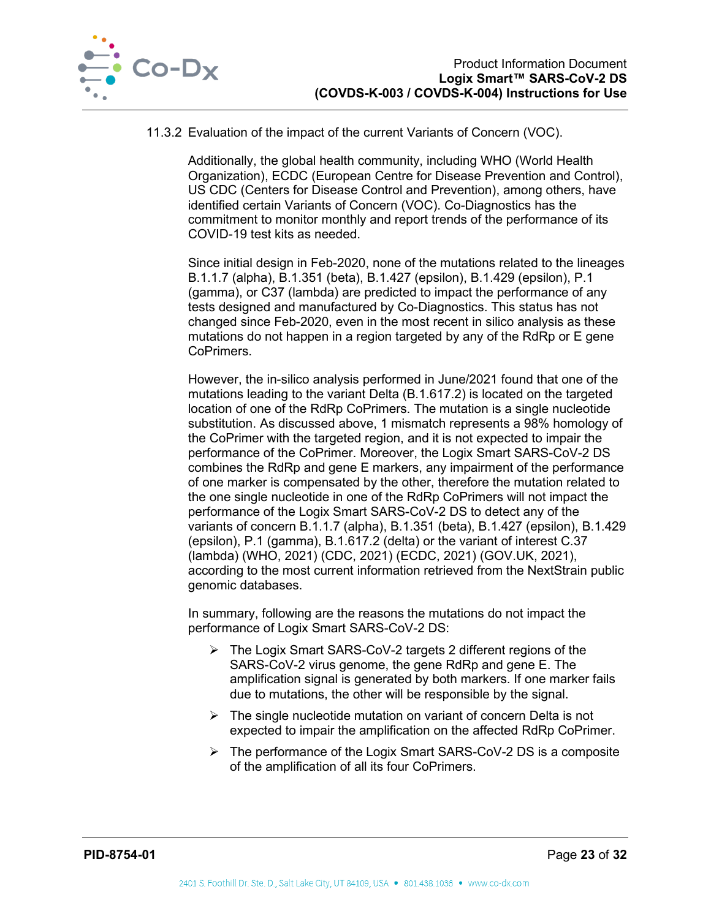### 11.3.2 Evaluation of the impact of the current Variants of Concern (VOC).

Additionally, the global health community, including WHO (World Health Organization), ECDC (European Centre for Disease Prevention and Control), US CDC (Centers for Disease Control and Prevention), among others, have identified certain Variants of Concern (VOC). Co-Diagnostics has the commitment to monitor monthly and report trends of the performance of its COVID-19 test kits as needed.

Since initial design in Feb-2020, none of the mutations related to the lineages B.1.1.7 (alpha), B.1.351 (beta), B.1.427 (epsilon), B.1.429 (epsilon), P.1 (gamma), or C37 (lambda) are predicted to impact the performance of any tests designed and manufactured by Co-Diagnostics. This status has not changed since Feb-2020, even in the most recent in silico analysis as these mutations do not happen in a region targeted by any of the RdRp or E gene CoPrimers.

However, the in-silico analysis performed in June/2021 found that one of the mutations leading to the variant Delta (B.1.617.2) is located on the targeted location of one of the RdRp CoPrimers. The mutation is a single nucleotide substitution. As discussed above, 1 mismatch represents a 98% homology of the CoPrimer with the targeted region, and it is not expected to impair the performance of the CoPrimer. Moreover, the Logix Smart SARS-CoV-2 DS combines the RdRp and gene E markers, any impairment of the performance of one marker is compensated by the other, therefore the mutation related to the one single nucleotide in one of the RdRp CoPrimers will not impact the performance of the Logix Smart SARS-CoV-2 DS to detect any of the variants of concern B.1.1.7 (alpha), B.1.351 (beta), B.1.427 (epsilon), B.1.429 (epsilon), P.1 (gamma), B.1.617.2 (delta) or the variant of interest C.37 (lambda) (WHO, 2021) (CDC, 2021) (ECDC, 2021) (GOV.UK, 2021), according to the most current information retrieved from the NextStrain public genomic databases.

In summary, following are the reasons the mutations do not impact the performance of Logix Smart SARS-CoV-2 DS:

- The Logix Smart SARS-CoV-2 targets 2 different regions of the SARS-CoV-2 virus genome, the gene RdRp and gene E. The amplification signal is generated by both markers. If one marker fails due to mutations, the other will be responsible by the signal.
- The single nucleotide mutation on variant of concern Delta is not expected to impair the amplification on the affected RdRp CoPrimer.
- The performance of the Logix Smart SARS-CoV-2 DS is a composite of the amplification of all its four CoPrimers.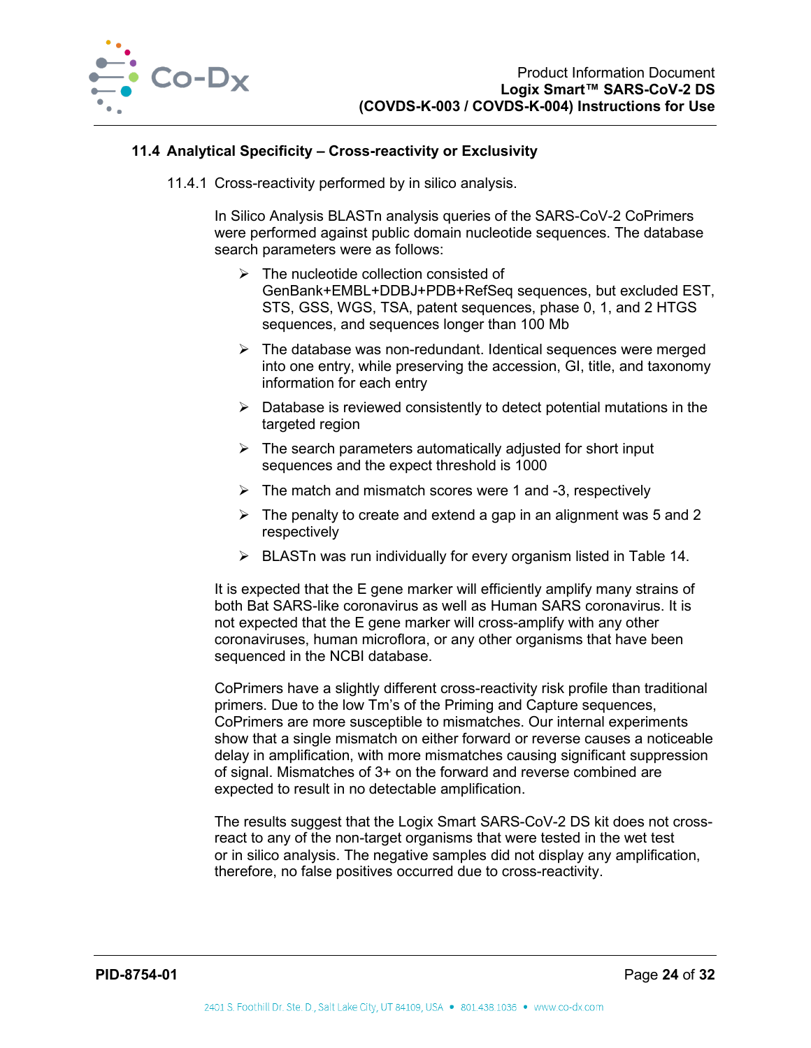### 11.4 Analytical Specificity – Cross-reactivity or Exclusivity

11.4.1 Cross-reactivity performed by in silico analysis.

In Silico Analysis BLASTn analysis queries of the SARS-CoV-2 CoPrimers were performed against public domain nucleotide sequences. The database search parameters were as follows:

- The nucleotide collection consisted of GenBank+EMBL+DDBJ+PDB+RefSeq sequences, but excluded EST, STS, GSS, WGS, TSA, patent sequences, phase 0, 1, and 2 HTGS sequences, and sequences longer than 100 Mb
- The database was non-redundant. Identical sequences were merged into one entry, while preserving the accession, GI, title, and taxonomy information for each entry
- Database is reviewed consistently to detect potential mutations in the targeted region
- The search parameters automatically adjusted for short input sequences and the expect threshold is 1000
- The match and mismatch scores were 1 and -3, respectively
- The penalty to create and extend a gap in an alignment was 5 and 2 respectively
- BLASTn was run individually for every organism listed in Table 14.

It is expected that the E gene marker will efficiently amplify many strains of both Bat SARS-like coronavirus as well as Human SARS coronavirus. It is not expected that the E gene marker will cross-amplify with any other coronaviruses, human microflora, or any other organisms that have been sequenced in the NCBI database.

CoPrimers have a slightly different cross-reactivity risk profile than traditional primers. Due to the low Tm's of the Priming and Capture sequences, CoPrimers are more susceptible to mismatches. Our internal experiments show that a single mismatch on either forward or reverse causes a noticeable delay in amplification, with more mismatches causing significant suppression of signal. Mismatches of 3+ on the forward and reverse combined are expected to result in no detectable amplification.

The results suggest that the Logix Smart SARS-CoV-2 DS kit does not cross-react to any of the non-target organisms that were tested in the wet test or in silico analysis. The negative samples did not display any amplification, therefore, no false positives occurred due to cross-reactivity.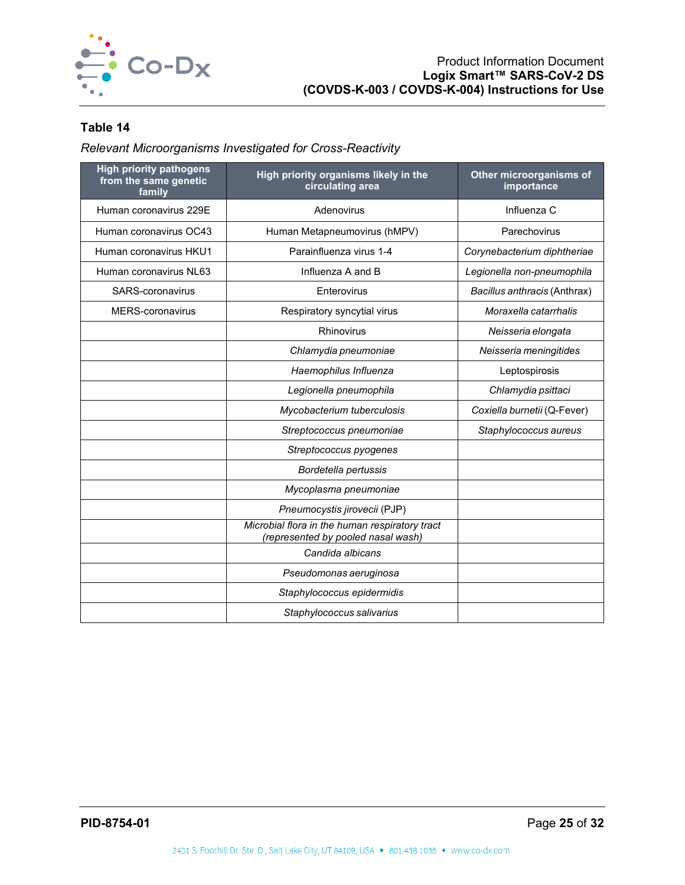**Table 14**

*Relevant Microorganisms Investigated for Cross-Reactivity*

| High priority pathogens from the same genetic family | High priority organisms likely in the circulating area | Other microorganisms of importance |
|---|---|---|
| Human coronavirus 229E | Adenovirus | Influenza C |
| Human coronavirus OC43 | Human Metapneumovirus (hMPV) | Parechovirus |
| Human coronavirus HKU1 | Parainfluenza virus 1-4 | *Corynebacterium diphtheriae* |
| Human coronavirus NL63 | Influenza A and B | *Legionella non-pneumophila* |
| SARS-coronavirus | Enterovirus | *Bacillus anthracis* (Anthrax) |
| MERS-coronavirus | Respiratory syncytial virus | *Moraxella catarrhalis* |
| | Rhinovirus | *Neisseria elongata* |
| | *Chlamydia pneumoniae* | *Neisseria meningitides* |
| | *Haemophilus Influenza* | Leptospirosis |
| | *Legionella pneumophila* | *Chlamydia psittaci* |
| | *Mycobacterium tuberculosis* | *Coxiella burnetii* (Q-Fever) |
| | *Streptococcus pneumoniae* | *Staphylococcus aureus* |
| | *Streptococcus pyogenes* | |
| | *Bordetella pertussis* | |
| | *Mycoplasma pneumoniae* | |
| | *Pneumocystis jirovecii* (PJP) | |
| | *Microbial flora in the human respiratory tract (represented by pooled nasal wash)* | |
| | *Candida albicans* | |
| | *Pseudomonas aeruginosa* | |
| | *Staphylococcus epidermidis* | |
| | *Staphylococcus salivarius* | |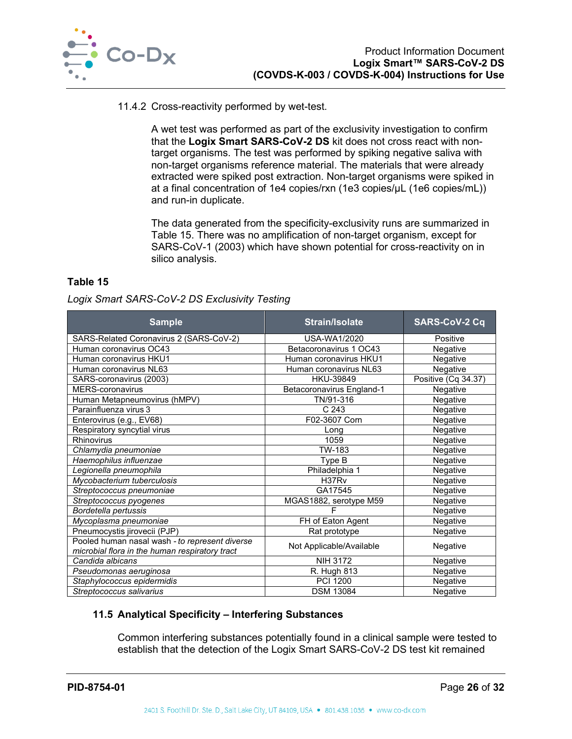11.4.2 Cross-reactivity performed by wet-test.

A wet test was performed as part of the exclusivity investigation to confirm that the **Logix Smart SARS-CoV-2 DS** kit does not cross react with non-target organisms. The test was performed by spiking negative saliva with non-target organisms reference material. The materials that were already extracted were spiked post extraction. Non-target organisms were spiked in at a final concentration of 1e4 copies/rxn (1e3 copies/µL (1e6 copies/mL)) and run-in duplicate.

The data generated from the specificity-exclusivity runs are summarized in Table 15. There was no amplification of non-target organism, except for SARS-CoV-1 (2003) which have shown potential for cross-reactivity on in silico analysis.

**Table 15**

*Logix Smart SARS-CoV-2 DS Exclusivity Testing*

| Sample | Strain/Isolate | SARS-CoV-2 Cq |
|---|---|---|
| SARS-Related Coronavirus 2 (SARS-CoV-2) | USA-WA1/2020 | Positive |
| Human coronavirus OC43 | Betacoronavirus 1 OC43 | Negative |
| Human coronavirus HKU1 | Human coronavirus HKU1 | Negative |
| Human coronavirus NL63 | Human coronavirus NL63 | Negative |
| SARS-coronavirus (2003) | HKU-39849 | Positive (Cq 34.37) |
| MERS-coronavirus | Betacoronavirus England-1 | Negative |
| Human Metapneumovirus (hMPV) | TN/91-316 | Negative |
| Parainfluenza virus 3 | C 243 | Negative |
| Enterovirus (e.g., EV68) | F02-3607 Corn | Negative |
| Respiratory syncytial virus | Long | Negative |
| Rhinovirus | 1059 | Negative |
| *Chlamydia pneumoniae* | TW-183 | Negative |
| *Haemophilus influenzae* | Type B | Negative |
| *Legionella pneumophila* | Philadelphia 1 | Negative |
| *Mycobacterium tuberculosis* | H37Rv | Negative |
| *Streptococcus pneumoniae* | GA17545 | Negative |
| *Streptococcus pyogenes* | MGAS1882, serotype M59 | Negative |
| *Bordetella pertussis* | F | Negative |
| *Mycoplasma pneumoniae* | FH of Eaton Agent | Negative |
| Pneumocystis jirovecii (PJP) | Rat prototype | Negative |
| Pooled human nasal wash - *to represent diverse microbial flora in the human respiratory tract* | Not Applicable/Available | Negative |
| *Candida albicans* | NIH 3172 | Negative |
| *Pseudomonas aeruginosa* | R. Hugh 813 | Negative |
| *Staphylococcus epidermidis* | PCI 1200 | Negative |
| *Streptococcus salivarius* | DSM 13084 | Negative |

### 11.5 Analytical Specificity – Interfering Substances

Common interfering substances potentially found in a clinical sample were tested to establish that the detection of the Logix Smart SARS-CoV-2 DS test kit remained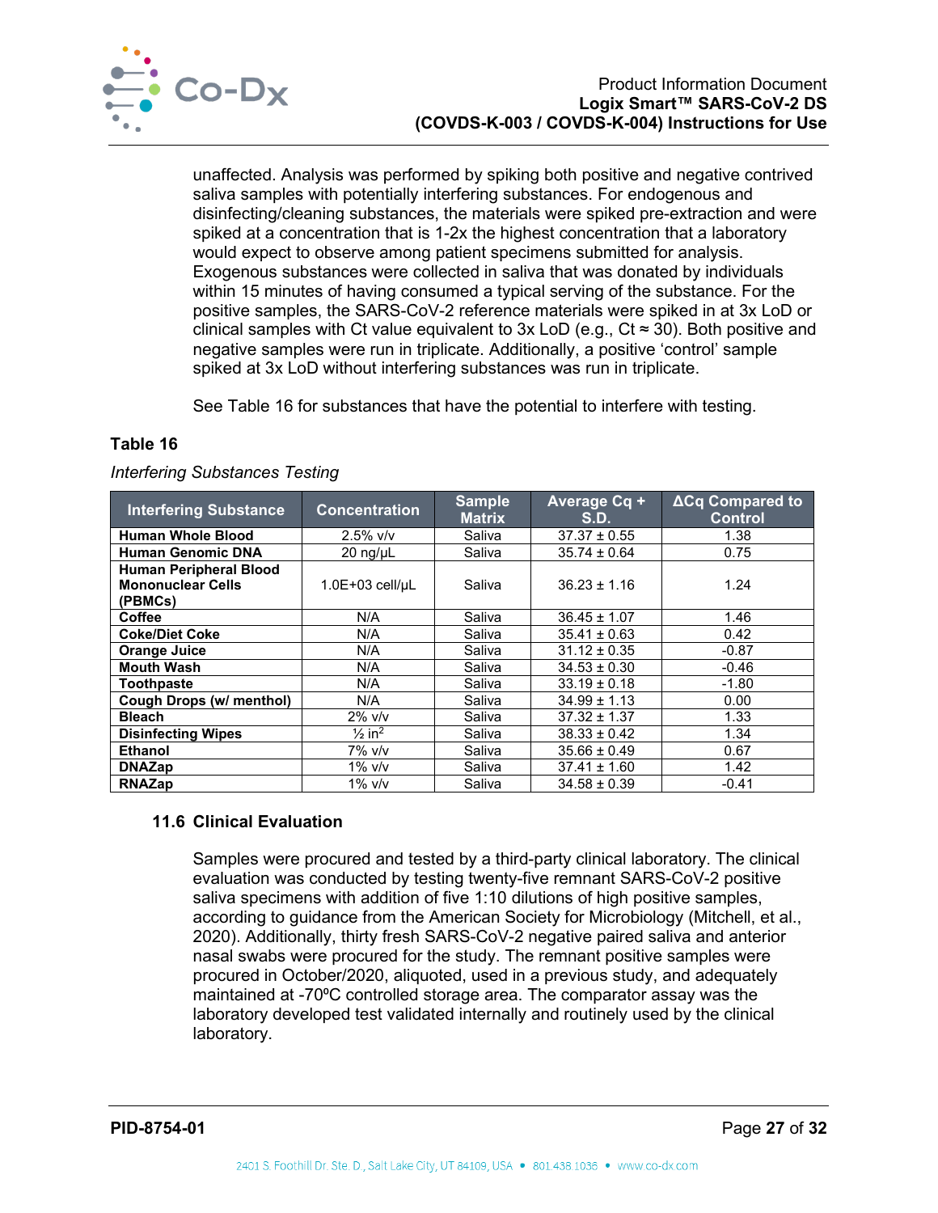unaffected. Analysis was performed by spiking both positive and negative contrived saliva samples with potentially interfering substances. For endogenous and disinfecting/cleaning substances, the materials were spiked pre-extraction and were spiked at a concentration that is 1-2x the highest concentration that a laboratory would expect to observe among patient specimens submitted for analysis. Exogenous substances were collected in saliva that was donated by individuals within 15 minutes of having consumed a typical serving of the substance. For the positive samples, the SARS-CoV-2 reference materials were spiked in at 3x LoD or clinical samples with Ct value equivalent to 3x LoD (e.g., Ct ≈ 30). Both positive and negative samples were run in triplicate. Additionally, a positive 'control' sample spiked at 3x LoD without interfering substances was run in triplicate.

See Table 16 for substances that have the potential to interfere with testing.

**Table 16**

*Interfering Substances Testing*

| Interfering Substance | Concentration | Sample Matrix | Average Cq + S.D. | ΔCq Compared to Control |
|---|---|---|---|---|
| **Human Whole Blood** | 2.5% v/v | Saliva | 37.37 ± 0.55 | 1.38 |
| **Human Genomic DNA** | 20 ng/µL | Saliva | 35.74 ± 0.64 | 0.75 |
| **Human Peripheral Blood Mononuclear Cells (PBMCs)** | 1.0E+03 cell/µL | Saliva | 36.23 ± 1.16 | 1.24 |
| **Coffee** | N/A | Saliva | 36.45 ± 1.07 | 1.46 |
| **Coke/Diet Coke** | N/A | Saliva | 35.41 ± 0.63 | 0.42 |
| **Orange Juice** | N/A | Saliva | 31.12 ± 0.35 | -0.87 |
| **Mouth Wash** | N/A | Saliva | 34.53 ± 0.30 | -0.46 |
| **Toothpaste** | N/A | Saliva | 33.19 ± 0.18 | -1.80 |
| **Cough Drops (w/ menthol)** | N/A | Saliva | 34.99 ± 1.13 | 0.00 |
| **Bleach** | 2% v/v | Saliva | 37.32 ± 1.37 | 1.33 |
| **Disinfecting Wipes** | ½ $in^2$ | Saliva | 38.33 ± 0.42 | 1.34 |
| **Ethanol** | 7% v/v | Saliva | 35.66 ± 0.49 | 0.67 |
| **DNAZap** | 1% v/v | Saliva | 37.41 ± 1.60 | 1.42 |
| **RNAZap** | 1% v/v | Saliva | 34.58 ± 0.39 | -0.41 |

## 11.6 Clinical Evaluation

Samples were procured and tested by a third-party clinical laboratory. The clinical evaluation was conducted by testing twenty-five remnant SARS-CoV-2 positive saliva specimens with addition of five 1:10 dilutions of high positive samples, according to guidance from the American Society for Microbiology (Mitchell, et al., 2020). Additionally, thirty fresh SARS-CoV-2 negative paired saliva and anterior nasal swabs were procured for the study. The remnant positive samples were procured in October/2020, aliquoted, used in a previous study, and adequately maintained at -70ºC controlled storage area. The comparator assay was the laboratory developed test validated internally and routinely used by the clinical laboratory.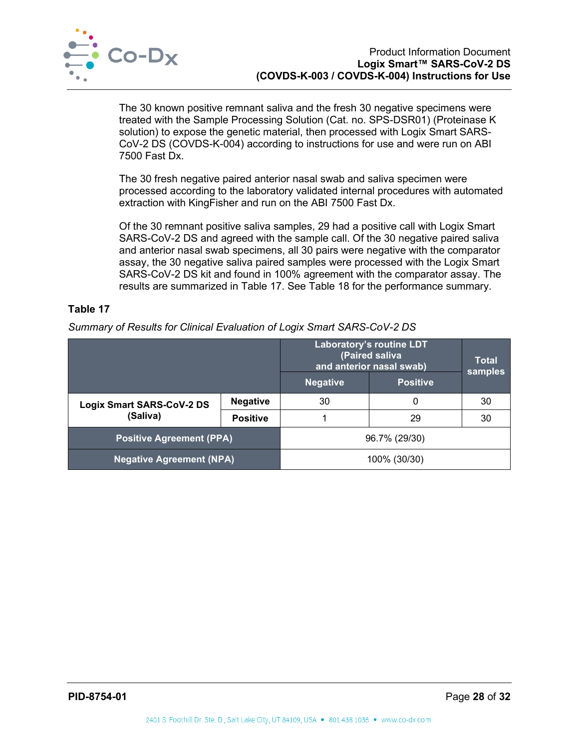The 30 known positive remnant saliva and the fresh 30 negative specimens were treated with the Sample Processing Solution (Cat. no. SPS-DSR01) (Proteinase K solution) to expose the genetic material, then processed with Logix Smart SARS-CoV-2 DS (COVDS-K-004) according to instructions for use and were run on ABI 7500 Fast Dx.

The 30 fresh negative paired anterior nasal swab and saliva specimen were processed according to the laboratory validated internal procedures with automated extraction with KingFisher and run on the ABI 7500 Fast Dx.

Of the 30 remnant positive saliva samples, 29 had a positive call with Logix Smart SARS-CoV-2 DS and agreed with the sample call. Of the 30 negative paired saliva and anterior nasal swab specimens, all 30 pairs were negative with the comparator assay, the 30 negative saliva paired samples were processed with the Logix Smart SARS-CoV-2 DS kit and found in 100% agreement with the comparator assay. The results are summarized in Table 17. See Table 18 for the performance summary.

**Table 17**

*Summary of Results for Clinical Evaluation of Logix Smart SARS-CoV-2 DS*

| | | Laboratory's routine LDT (Paired saliva and anterior nasal swab) | | Total samples |
|---|---|---|---|---|
| | | Negative | Positive | |
| Logix Smart SARS-CoV-2 DS (Saliva) | Negative | 30 | 0 | 30 |
| | Positive | 1 | 29 | 30 |
| Positive Agreement (PPA) | | 96.7% (29/30) | | |
| Negative Agreement (NPA) | | 100% (30/30) | | |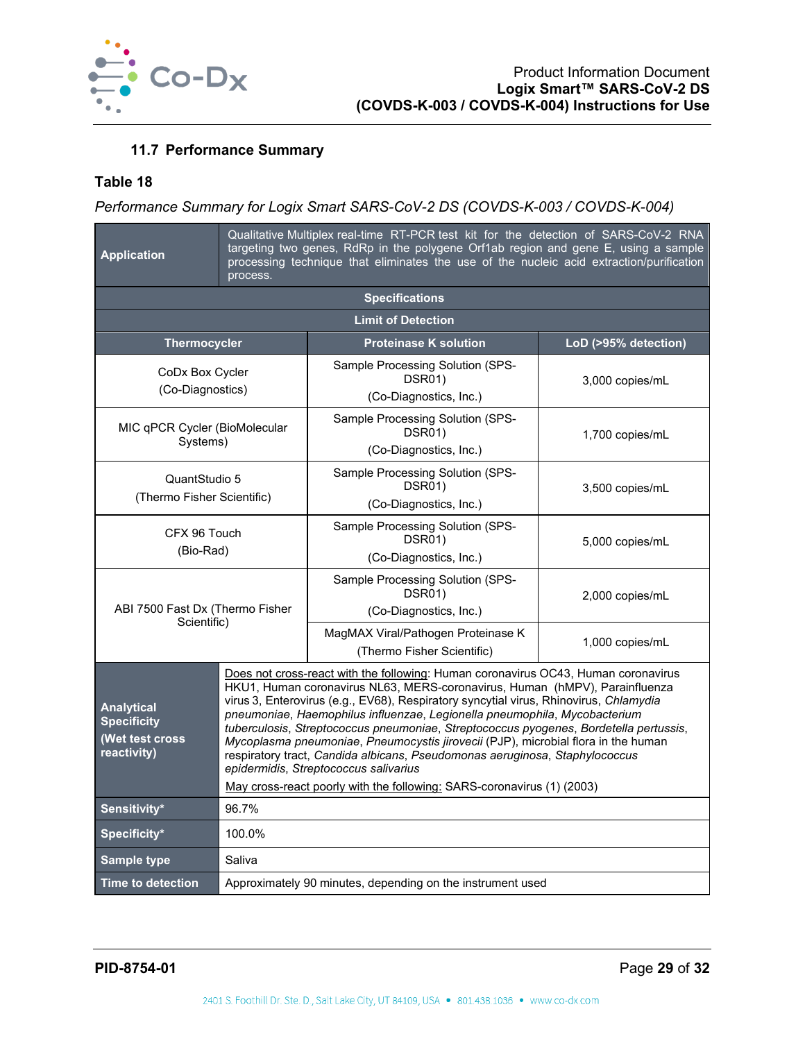### 11.7 Performance Summary

**Table 18**

*Performance Summary for Logix Smart SARS-CoV-2 DS (COVDS-K-003 / COVDS-K-004)*

| **Application** | Qualitative Multiplex real-time RT-PCR test kit for the detection of SARS-CoV-2 RNA targeting two genes, RdRp in the polygene Orf1ab region and gene E, using a sample processing technique that eliminates the use of the nucleic acid extraction/purification process. | |
|---|---|---|
| **Specifications** | | |
| **Limit of Detection** | | |
| **Thermocycler** | **Proteinase K solution** | **LoD (>95% detection)** |
| CoDx Box Cycler (Co-Diagnostics) | Sample Processing Solution (SPS-DSR01) (Co-Diagnostics, Inc.) | 3,000 copies/mL |
| MIC qPCR Cycler (BioMolecular Systems) | Sample Processing Solution (SPS-DSR01) (Co-Diagnostics, Inc.) | 1,700 copies/mL |
| QuantStudio 5 (Thermo Fisher Scientific) | Sample Processing Solution (SPS-DSR01) (Co-Diagnostics, Inc.) | 3,500 copies/mL |
| CFX 96 Touch (Bio-Rad) | Sample Processing Solution (SPS-DSR01) (Co-Diagnostics, Inc.) | 5,000 copies/mL |
| ABI 7500 Fast Dx (Thermo Fisher Scientific) | Sample Processing Solution (SPS-DSR01) (Co-Diagnostics, Inc.) | 2,000 copies/mL |
| | MagMAX Viral/Pathogen Proteinase K (Thermo Fisher Scientific) | 1,000 copies/mL |
| **Analytical Specificity (Wet test cross reactivity)** | Does not cross-react with the following: Human coronavirus OC43, Human coronavirus HKU1, Human coronavirus NL63, MERS-coronavirus, Human (hMPV), Parainfluenza virus 3, Enterovirus (e.g., EV68), Respiratory syncytial virus, Rhinovirus, *Chlamydia pneumoniae*, *Haemophilus influenzae*, *Legionella pneumophila*, *Mycobacterium tuberculosis*, *Streptococcus pneumoniae*, *Streptococcus pyogenes*, *Bordetella pertussis*, *Mycoplasma pneumoniae*, *Pneumocystis jirovecii* (PJP), microbial flora in the human respiratory tract, *Candida albicans*, *Pseudomonas aeruginosa*, *Staphylococcus epidermidis*, *Streptococcus salivarius*<br><br>May cross-react poorly with the following: SARS-coronavirus (1) (2003) | |
| **Sensitivity*** | 96.7% | |
| **Specificity*** | 100.0% | |
| **Sample type** | Saliva | |
| **Time to detection** | Approximately 90 minutes, depending on the instrument used | |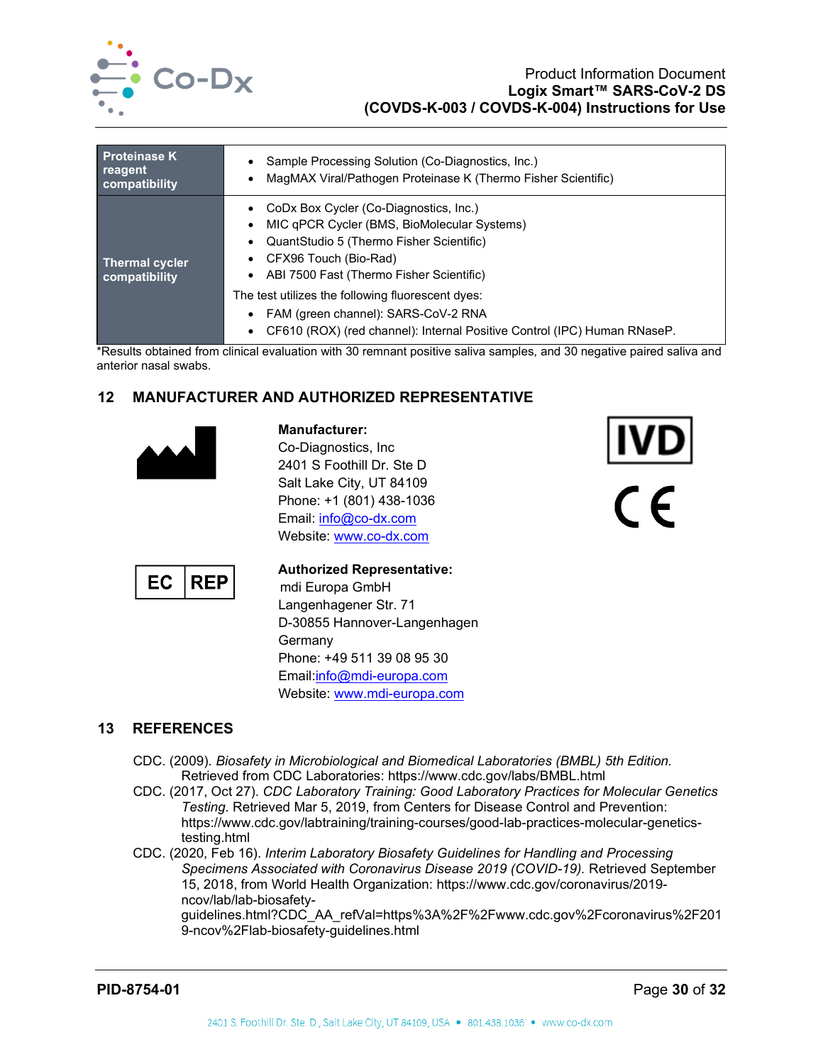| Proteinase K reagent compatibility | • Sample Processing Solution (Co-Diagnostics, Inc.)<br>• MagMAX Viral/Pathogen Proteinase K (Thermo Fisher Scientific) |
|---|---|
| Thermal cycler compatibility | • CoDx Box Cycler (Co-Diagnostics, Inc.)<br>• MIC qPCR Cycler (BMS, BioMolecular Systems)<br>• QuantStudio 5 (Thermo Fisher Scientific)<br>• CFX96 Touch (Bio-Rad)<br>• ABI 7500 Fast (Thermo Fisher Scientific)<br>The test utilizes the following fluorescent dyes:<br>• FAM (green channel): SARS-CoV-2 RNA<br>• CF610 (ROX) (red channel): Internal Positive Control (IPC) Human RNaseP. |

*Results obtained from clinical evaluation with 30 remnant positive saliva samples, and 30 negative paired saliva and anterior nasal swabs.

## 12 MANUFACTURER AND AUTHORIZED REPRESENTATIVE

**Manufacturer:**
Co-Diagnostics, Inc
2401 S Foothill Dr. Ste D
Salt Lake City, UT 84109
Phone: +1 (801) 438-1036
Email: info@co-dx.com
Website: www.co-dx.com

IVD

CE

EC REP

**Authorized Representative:**
mdi Europa GmbH
Langenhagener Str. 71
D-30855 Hannover-Langenhagen
Germany
Phone: +49 511 39 08 95 30
Email:info@mdi-europa.com
Website: www.mdi-europa.com

## 13 REFERENCES

CDC. (2009). *Biosafety in Microbiological and Biomedical Laboratories (BMBL) 5th Edition.* Retrieved from CDC Laboratories: https://www.cdc.gov/labs/BMBL.html

CDC. (2017, Oct 27). *CDC Laboratory Training: Good Laboratory Practices for Molecular Genetics Testing.* Retrieved Mar 5, 2019, from Centers for Disease Control and Prevention: https://www.cdc.gov/labtraining/training-courses/good-lab-practices-molecular-genetics-testing.html

CDC. (2020, Feb 16). *Interim Laboratory Biosafety Guidelines for Handling and Processing Specimens Associated with Coronavirus Disease 2019 (COVID-19).* Retrieved September 15, 2018, from World Health Organization: https://www.cdc.gov/coronavirus/2019-ncov/lab/lab-biosafety-guidelines.html?CDC_AA_refVal=https%3A%2F%2Fwww.cdc.gov%2Fcoronavirus%2F2019-ncov%2Flab-biosafety-guidelines.html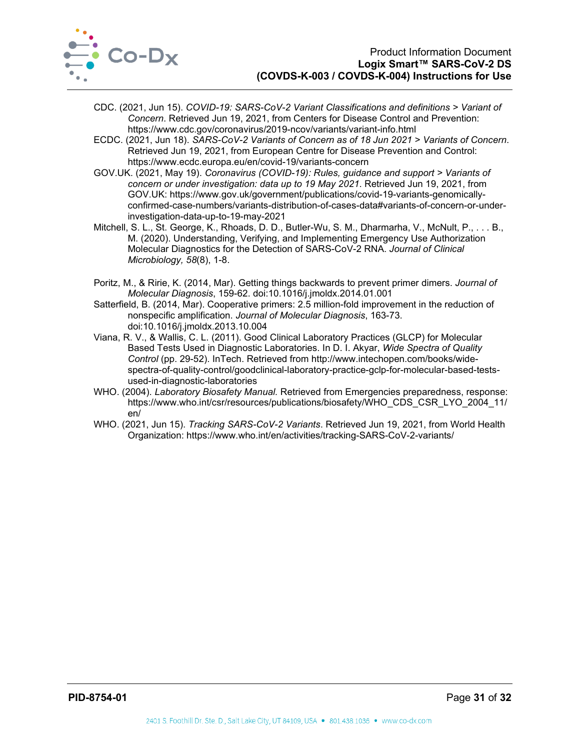CDC. (2021, Jun 15). *COVID-19: SARS-CoV-2 Variant Classifications and definitions > Variant of Concern*. Retrieved Jun 19, 2021, from Centers for Disease Control and Prevention: https://www.cdc.gov/coronavirus/2019-ncov/variants/variant-info.html

ECDC. (2021, Jun 18). *SARS-CoV-2 Variants of Concern as of 18 Jun 2021 > Variants of Concern*. Retrieved Jun 19, 2021, from European Centre for Disease Prevention and Control: https://www.ecdc.europa.eu/en/covid-19/variants-concern

GOV.UK. (2021, May 19). *Coronavirus (COVID-19): Rules, guidance and support > Variants of concern or under investigation: data up to 19 May 2021*. Retrieved Jun 19, 2021, from GOV.UK: https://www.gov.uk/government/publications/covid-19-variants-genomically-confirmed-case-numbers/variants-distribution-of-cases-data#variants-of-concern-or-under-investigation-data-up-to-19-may-2021

Mitchell, S. L., St. George, K., Rhoads, D. D., Butler-Wu, S. M., Dharmarha, V., McNult, P., . . . B., M. (2020). Understanding, Verifying, and Implementing Emergency Use Authorization Molecular Diagnostics for the Detection of SARS-CoV-2 RNA. *Journal of Clinical Microbiology, 58*(8), 1-8.

Poritz, M., & Ririe, K. (2014, Mar). Getting things backwards to prevent primer dimers. *Journal of Molecular Diagnosis*, 159-62. doi:10.1016/j.jmoldx.2014.01.001

Satterfield, B. (2014, Mar). Cooperative primers: 2.5 million-fold improvement in the reduction of nonspecific amplification. *Journal of Molecular Diagnosis*, 163-73. doi:10.1016/j.jmoldx.2013.10.004

Viana, R. V., & Wallis, C. L. (2011). Good Clinical Laboratory Practices (GLCP) for Molecular Based Tests Used in Diagnostic Laboratories. In D. I. Akyar, *Wide Spectra of Quality Control* (pp. 29-52). InTech. Retrieved from http://www.intechopen.com/books/wide-spectra-of-quality-control/goodclinical-laboratory-practice-gclp-for-molecular-based-tests-used-in-diagnostic-laboratories

WHO. (2004). *Laboratory Biosafety Manual.* Retrieved from Emergencies preparedness, response: https://www.who.int/csr/resources/publications/biosafety/WHO_CDS_CSR_LYO_2004_11/en/

WHO. (2021, Jun 15). *Tracking SARS-CoV-2 Variants*. Retrieved Jun 19, 2021, from World Health Organization: https://www.who.int/en/activities/tracking-SARS-CoV-2-variants/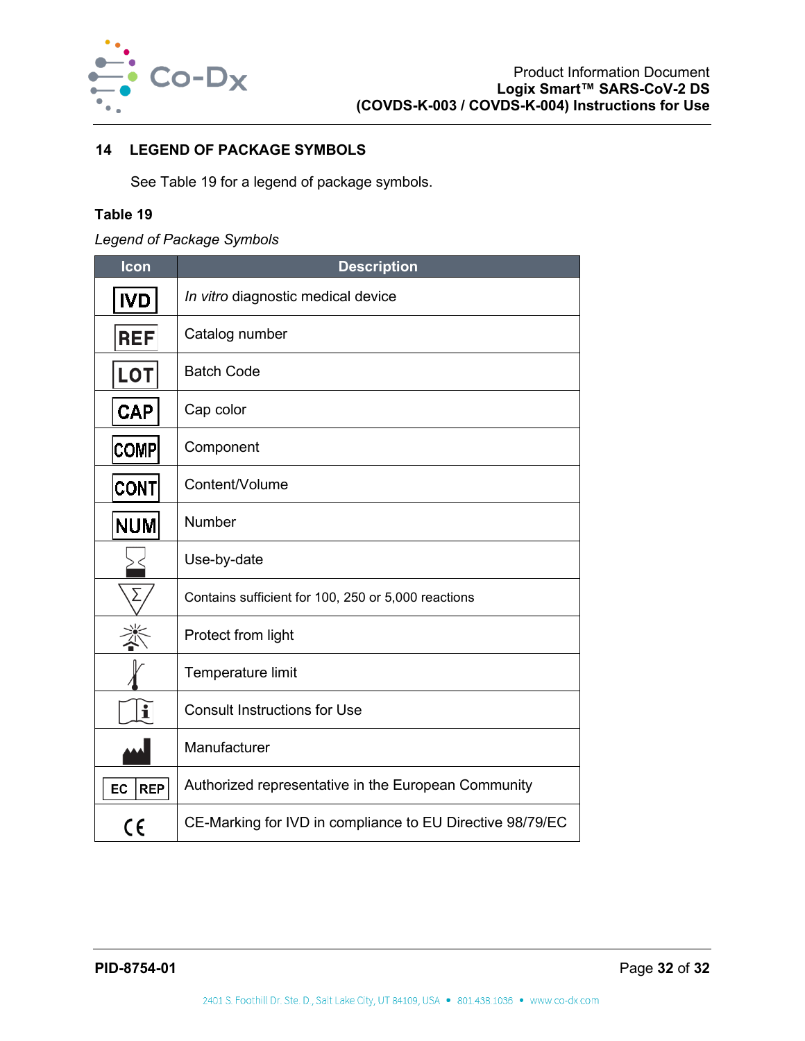## 14 LEGEND OF PACKAGE SYMBOLS

See Table 19 for a legend of package symbols.

**Table 19**

*Legend of Package Symbols*

| Icon | Description |
|---|---|
| IVD | *In vitro* diagnostic medical device |
| REF | Catalog number |
| LOT | Batch Code |
| CAP | Cap color |
| COMP | Component |
| CONT | Content/Volume |
| NUM | Number |
| | Use-by-date |
| Σ | Contains sufficient for 100, 250 or 5,000 reactions |
| | Protect from light |
| | Temperature limit |
| i | Consult Instructions for Use |
| | Manufacturer |
| EC REP | Authorized representative in the European Community |
| CE | CE-Marking for IVD in compliance to EU Directive 98/79/EC |

PID-8754-01

2401 S. Foothill Dr. Ste. D., Salt Lake City, UT 84109, USA • 801.438.1036 • www.co-dx.com